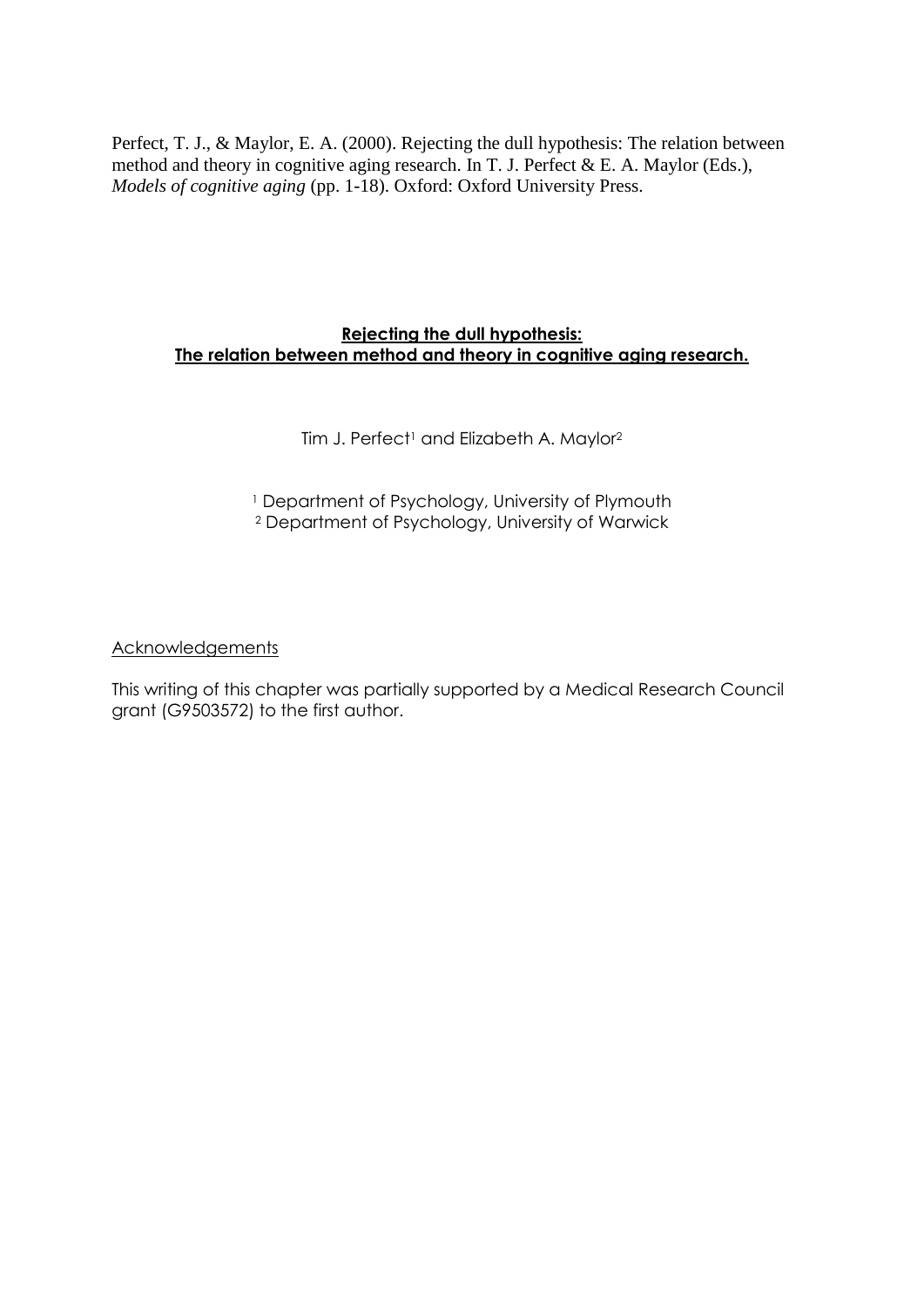Perfect, T. J., & Maylor, E. A. (2000). Rejecting the dull hypothesis: The relation between method and theory in cognitive aging research. In T. J. Perfect & E. A. Maylor (Eds.), *Models of cognitive aging* (pp. 1-18). Oxford: Oxford University Press.

# Rejecting the dull hypothesis: The relation between method and theory in cognitive aging research.

Tim J. Perfect[1] and Elizabeth A. Maylor[2]

[1] Department of Psychology, University of Plymouth
[2] Department of Psychology, University of Warwick

Acknowledgements

This writing of this chapter was partially supported by a Medical Research Council grant (G9503572) to the first author.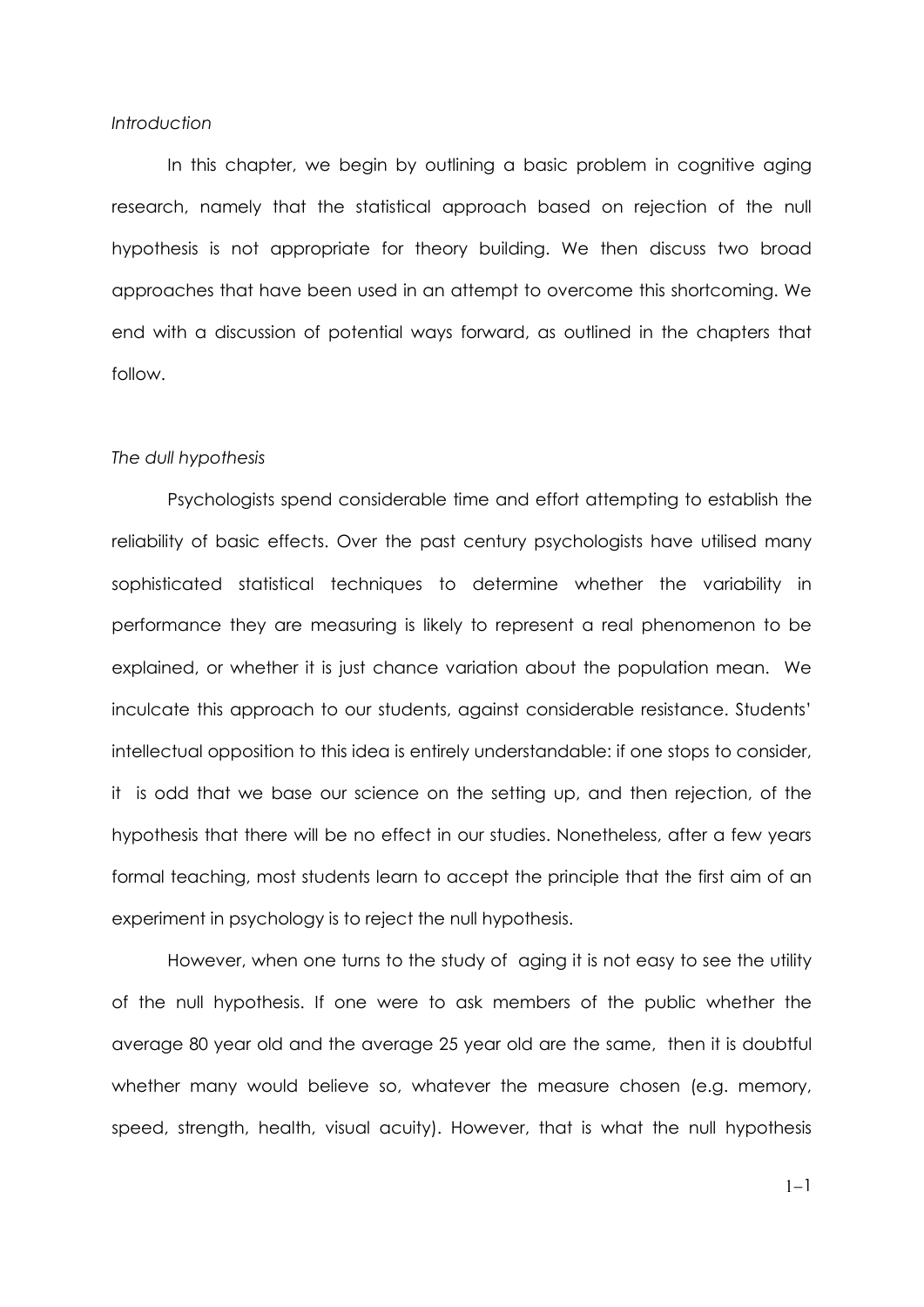*Introduction*

In this chapter, we begin by outlining a basic problem in cognitive aging research, namely that the statistical approach based on rejection of the null hypothesis is not appropriate for theory building. We then discuss two broad approaches that have been used in an attempt to overcome this shortcoming. We end with a discussion of potential ways forward, as outlined in the chapters that follow.

*The dull hypothesis*

Psychologists spend considerable time and effort attempting to establish the reliability of basic effects. Over the past century psychologists have utilised many sophisticated statistical techniques to determine whether the variability in performance they are measuring is likely to represent a real phenomenon to be explained, or whether it is just chance variation about the population mean. We inculcate this approach to our students, against considerable resistance. Students' intellectual opposition to this idea is entirely understandable: if one stops to consider, it is odd that we base our science on the setting up, and then rejection, of the hypothesis that there will be no effect in our studies. Nonetheless, after a few years formal teaching, most students learn to accept the principle that the first aim of an experiment in psychology is to reject the null hypothesis.

However, when one turns to the study of aging it is not easy to see the utility of the null hypothesis. If one were to ask members of the public whether the average 80 year old and the average 25 year old are the same, then it is doubtful whether many would believe so, whatever the measure chosen (e.g. memory, speed, strength, health, visual acuity). However, that is what the null hypothesis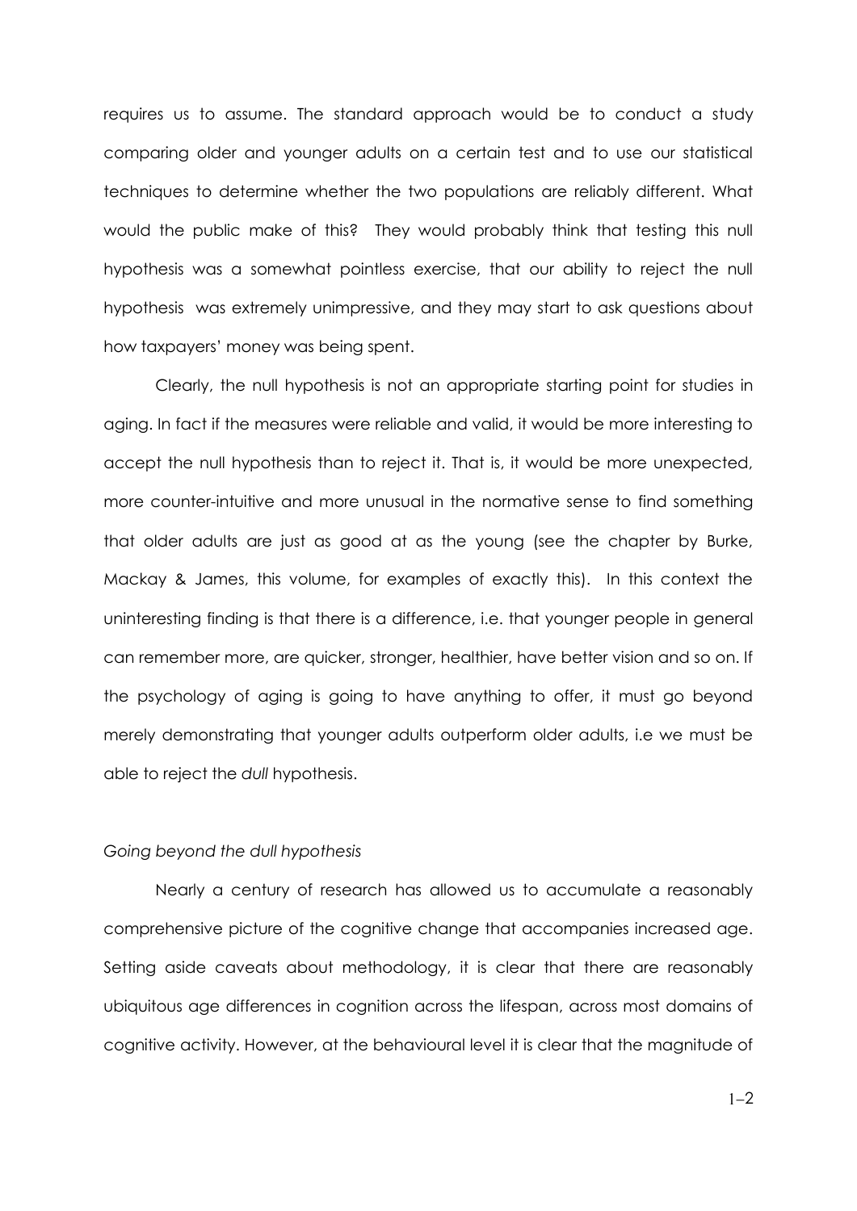requires us to assume. The standard approach would be to conduct a study comparing older and younger adults on a certain test and to use our statistical techniques to determine whether the two populations are reliably different. What would the public make of this? They would probably think that testing this null hypothesis was a somewhat pointless exercise, that our ability to reject the null hypothesis was extremely unimpressive, and they may start to ask questions about how taxpayers' money was being spent.

Clearly, the null hypothesis is not an appropriate starting point for studies in aging. In fact if the measures were reliable and valid, it would be more interesting to accept the null hypothesis than to reject it. That is, it would be more unexpected, more counter-intuitive and more unusual in the normative sense to find something that older adults are just as good at as the young (see the chapter by Burke, Mackay & James, this volume, for examples of exactly this). In this context the uninteresting finding is that there is a difference, i.e. that younger people in general can remember more, are quicker, stronger, healthier, have better vision and so on. If the psychology of aging is going to have anything to offer, it must go beyond merely demonstrating that younger adults outperform older adults, i.e we must be able to reject the *dull* hypothesis.

*Going beyond the dull hypothesis*

Nearly a century of research has allowed us to accumulate a reasonably comprehensive picture of the cognitive change that accompanies increased age. Setting aside caveats about methodology, it is clear that there are reasonably ubiquitous age differences in cognition across the lifespan, across most domains of cognitive activity. However, at the behavioural level it is clear that the magnitude of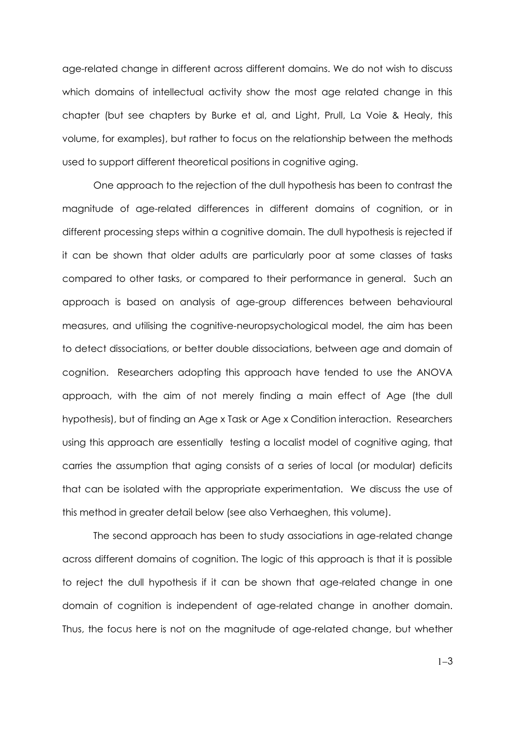age-related change in different across different domains. We do not wish to discuss which domains of intellectual activity show the most age related change in this chapter (but see chapters by Burke et al, and Light, Prull, La Voie & Healy, this volume, for examples), but rather to focus on the relationship between the methods used to support different theoretical positions in cognitive aging.

One approach to the rejection of the dull hypothesis has been to contrast the magnitude of age-related differences in different domains of cognition, or in different processing steps within a cognitive domain. The dull hypothesis is rejected if it can be shown that older adults are particularly poor at some classes of tasks compared to other tasks, or compared to their performance in general. Such an approach is based on analysis of age-group differences between behavioural measures, and utilising the cognitive-neuropsychological model, the aim has been to detect dissociations, or better double dissociations, between age and domain of cognition. Researchers adopting this approach have tended to use the ANOVA approach, with the aim of not merely finding a main effect of Age (the dull hypothesis), but of finding an Age x Task or Age x Condition interaction. Researchers using this approach are essentially testing a localist model of cognitive aging, that carries the assumption that aging consists of a series of local (or modular) deficits that can be isolated with the appropriate experimentation. We discuss the use of this method in greater detail below (see also Verhaeghen, this volume).

The second approach has been to study associations in age-related change across different domains of cognition. The logic of this approach is that it is possible to reject the dull hypothesis if it can be shown that age-related change in one domain of cognition is independent of age-related change in another domain. Thus, the focus here is not on the magnitude of age-related change, but whether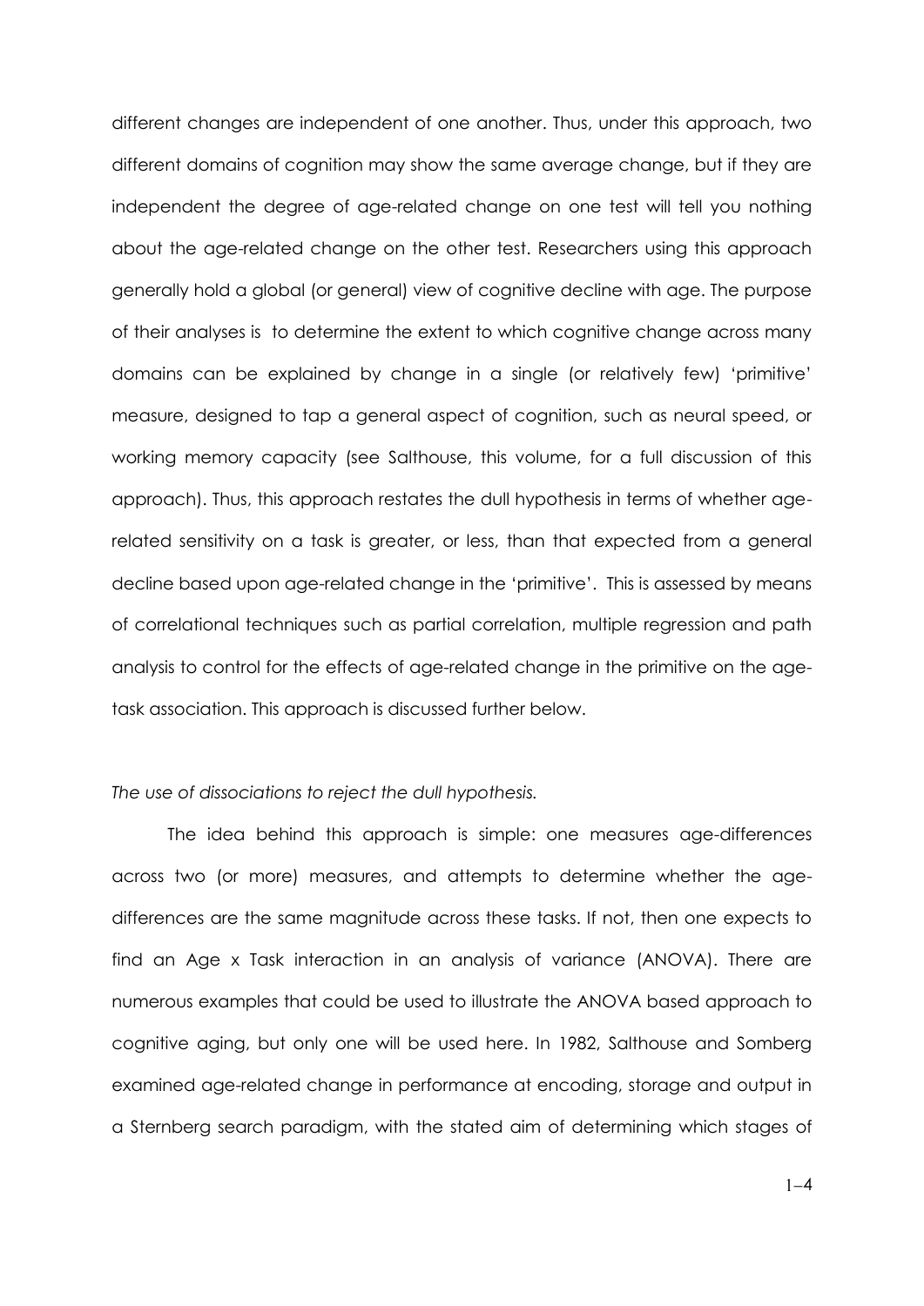different changes are independent of one another. Thus, under this approach, two different domains of cognition may show the same average change, but if they are independent the degree of age-related change on one test will tell you nothing about the age-related change on the other test. Researchers using this approach generally hold a global (or general) view of cognitive decline with age. The purpose of their analyses is to determine the extent to which cognitive change across many domains can be explained by change in a single (or relatively few) 'primitive' measure, designed to tap a general aspect of cognition, such as neural speed, or working memory capacity (see Salthouse, this volume, for a full discussion of this approach). Thus, this approach restates the dull hypothesis in terms of whether age-related sensitivity on a task is greater, or less, than that expected from a general decline based upon age-related change in the 'primitive'. This is assessed by means of correlational techniques such as partial correlation, multiple regression and path analysis to control for the effects of age-related change in the primitive on the age-task association. This approach is discussed further below.

*The use of dissociations to reject the dull hypothesis.*

The idea behind this approach is simple: one measures age-differences across two (or more) measures, and attempts to determine whether the age-differences are the same magnitude across these tasks. If not, then one expects to find an Age x Task interaction in an analysis of variance (ANOVA). There are numerous examples that could be used to illustrate the ANOVA based approach to cognitive aging, but only one will be used here. In 1982, Salthouse and Somberg examined age-related change in performance at encoding, storage and output in a Sternberg search paradigm, with the stated aim of determining which stages of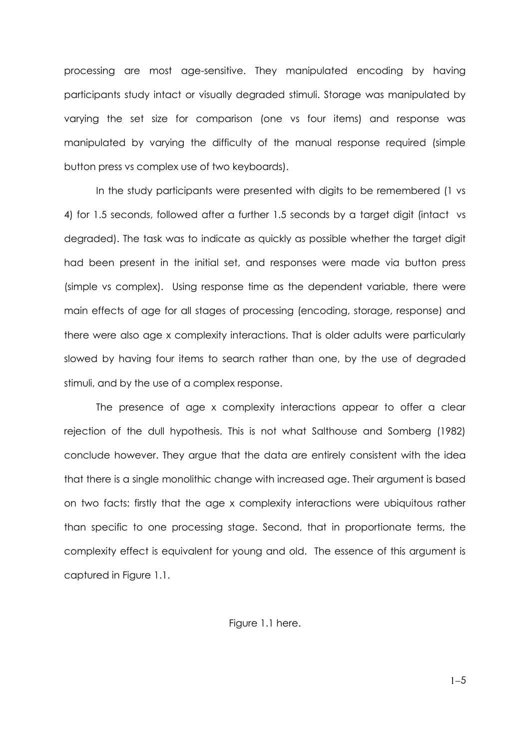processing are most age-sensitive. They manipulated encoding by having participants study intact or visually degraded stimuli. Storage was manipulated by varying the set size for comparison (one vs four items) and response was manipulated by varying the difficulty of the manual response required (simple button press vs complex use of two keyboards).

In the study participants were presented with digits to be remembered (1 vs 4) for 1.5 seconds, followed after a further 1.5 seconds by a target digit (intact vs degraded). The task was to indicate as quickly as possible whether the target digit had been present in the initial set, and responses were made via button press (simple vs complex). Using response time as the dependent variable, there were main effects of age for all stages of processing (encoding, storage, response) and there were also age x complexity interactions. That is older adults were particularly slowed by having four items to search rather than one, by the use of degraded stimuli, and by the use of a complex response.

The presence of age x complexity interactions appear to offer a clear rejection of the dull hypothesis. This is not what Salthouse and Somberg (1982) conclude however. They argue that the data are entirely consistent with the idea that there is a single monolithic change with increased age. Their argument is based on two facts: firstly that the age x complexity interactions were ubiquitous rather than specific to one processing stage. Second, that in proportionate terms, the complexity effect is equivalent for young and old. The essence of this argument is captured in Figure 1.1.

Figure 1.1 here.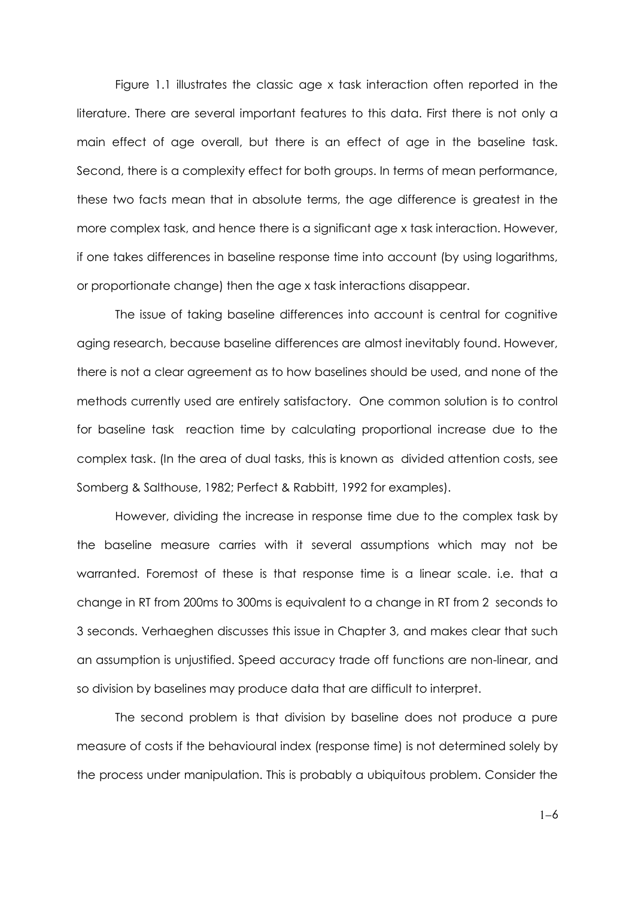Figure 1.1 illustrates the classic age x task interaction often reported in the literature. There are several important features to this data. First there is not only a main effect of age overall, but there is an effect of age in the baseline task. Second, there is a complexity effect for both groups. In terms of mean performance, these two facts mean that in absolute terms, the age difference is greatest in the more complex task, and hence there is a significant age x task interaction. However, if one takes differences in baseline response time into account (by using logarithms, or proportionate change) then the age x task interactions disappear.

The issue of taking baseline differences into account is central for cognitive aging research, because baseline differences are almost inevitably found. However, there is not a clear agreement as to how baselines should be used, and none of the methods currently used are entirely satisfactory. One common solution is to control for baseline task reaction time by calculating proportional increase due to the complex task. (In the area of dual tasks, this is known as divided attention costs, see Somberg & Salthouse, 1982; Perfect & Rabbitt, 1992 for examples).

However, dividing the increase in response time due to the complex task by the baseline measure carries with it several assumptions which may not be warranted. Foremost of these is that response time is a linear scale. i.e. that a change in RT from 200ms to 300ms is equivalent to a change in RT from 2 seconds to 3 seconds. Verhaeghen discusses this issue in Chapter 3, and makes clear that such an assumption is unjustified. Speed accuracy trade off functions are non-linear, and so division by baselines may produce data that are difficult to interpret.

The second problem is that division by baseline does not produce a pure measure of costs if the behavioural index (response time) is not determined solely by the process under manipulation. This is probably a ubiquitous problem. Consider the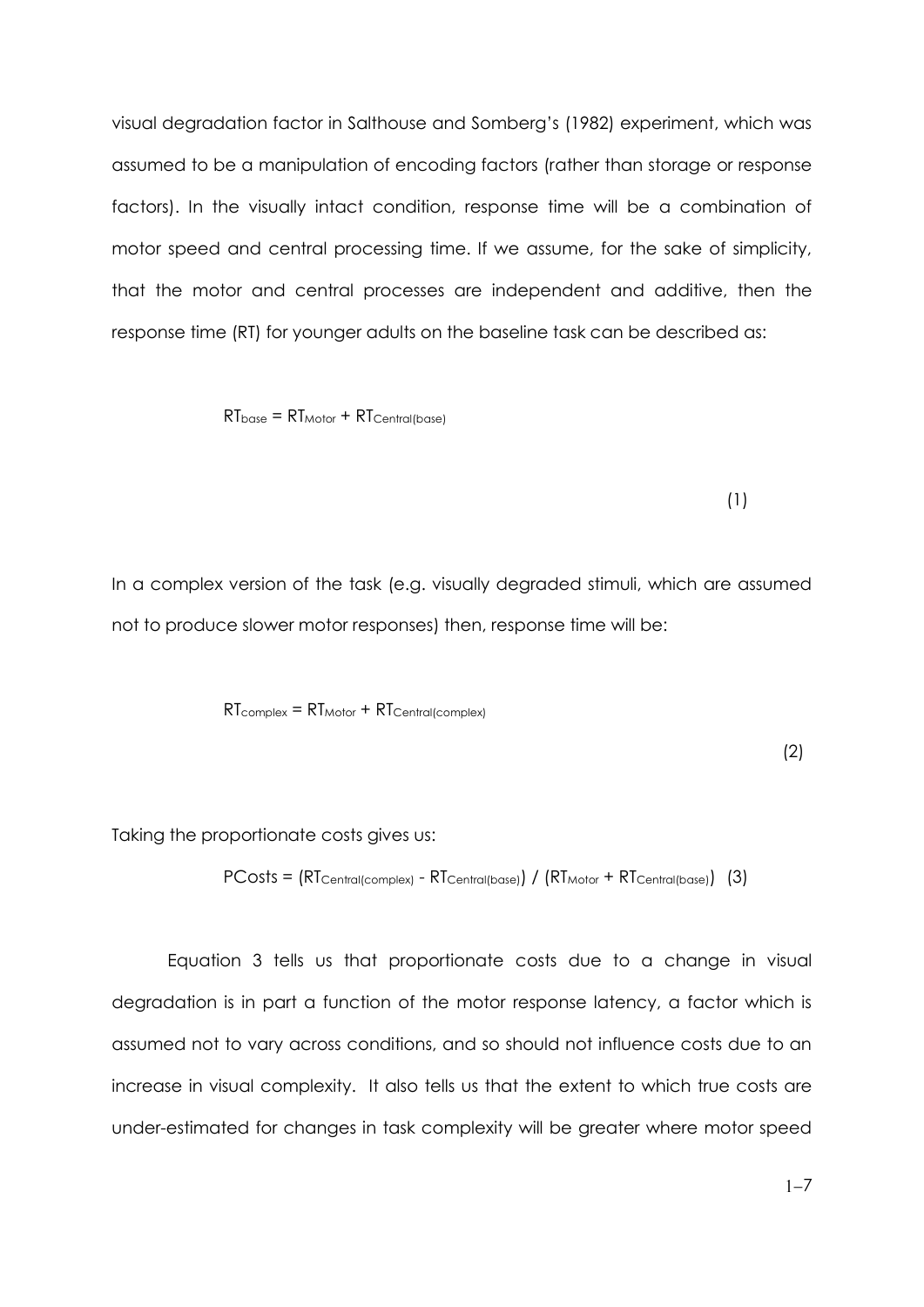visual degradation factor in Salthouse and Somberg's (1982) experiment, which was assumed to be a manipulation of encoding factors (rather than storage or response factors). In the visually intact condition, response time will be a combination of motor speed and central processing time. If we assume, for the sake of simplicity, that the motor and central processes are independent and additive, then the response time (RT) for younger adults on the baseline task can be described as:

$$RT_{base} = RT_{Motor} + RT_{Central(base)} \quad (1)$$

In a complex version of the task (e.g. visually degraded stimuli, which are assumed not to produce slower motor responses) then, response time will be:

$$RT_{complex} = RT_{Motor} + RT_{Central(complex)} \quad (2)$$

Taking the proportionate costs gives us:

$$PCosts = (RT_{Central(complex)} - RT_{Central(base)}) / (RT_{Motor} + RT_{Central(base)}) \quad (3)$$

Equation 3 tells us that proportionate costs due to a change in visual degradation is in part a function of the motor response latency, a factor which is assumed not to vary across conditions, and so should not influence costs due to an increase in visual complexity. It also tells us that the extent to which true costs are under-estimated for changes in task complexity will be greater where motor speed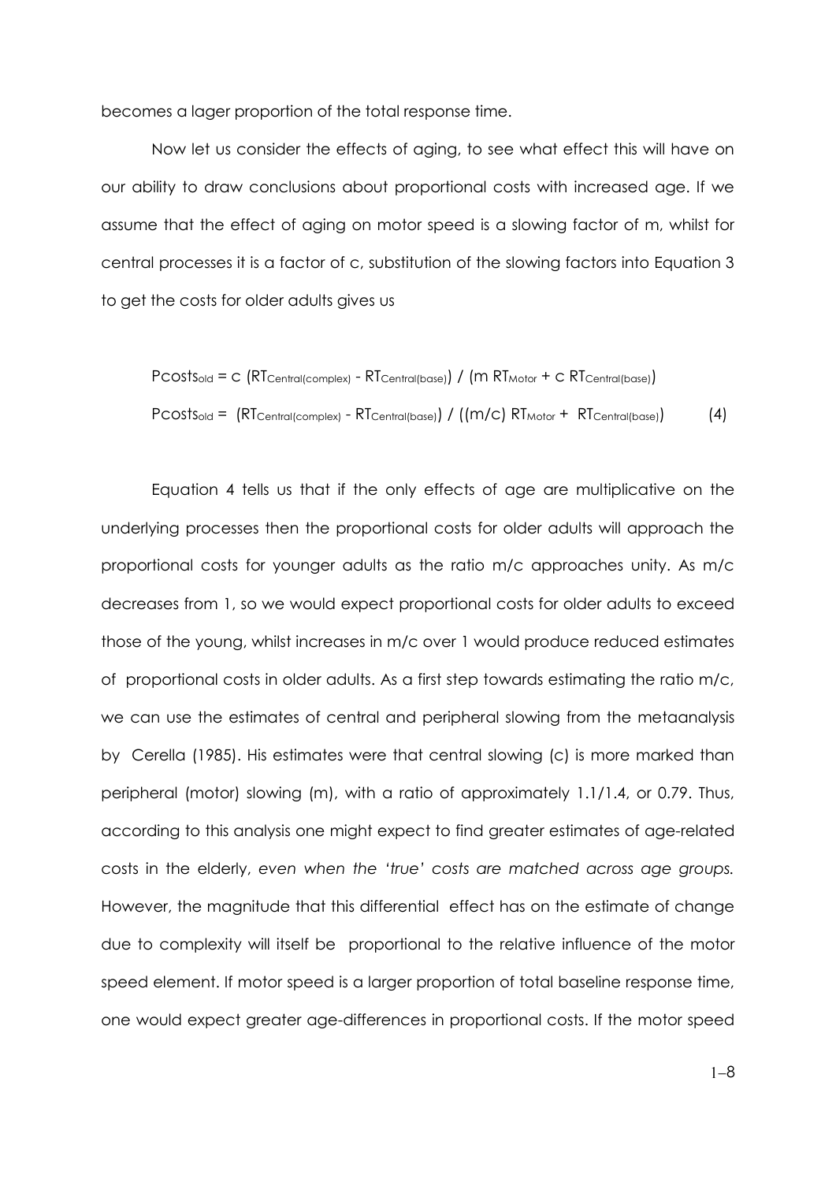becomes a lager proportion of the total response time.

Now let us consider the effects of aging, to see what effect this will have on our ability to draw conclusions about proportional costs with increased age. If we assume that the effect of aging on motor speed is a slowing factor of m, whilst for central processes it is a factor of c, substitution of the slowing factors into Equation 3 to get the costs for older adults gives us

$$Pcosts_{old} = c\ (RT_{Central(complex)} - RT_{Central(base)})\ /\ (m\ RT_{Motor} + c\ RT_{Central(base)})$$

$$Pcosts_{old} = (RT_{Central(complex)} - RT_{Central(base)})\ /\ ((m/c)\ RT_{Motor} + RT_{Central(base)}) \qquad (4)$$

Equation 4 tells us that if the only effects of age are multiplicative on the underlying processes then the proportional costs for older adults will approach the proportional costs for younger adults as the ratio m/c approaches unity. As m/c decreases from 1, so we would expect proportional costs for older adults to exceed those of the young, whilst increases in m/c over 1 would produce reduced estimates of proportional costs in older adults. As a first step towards estimating the ratio m/c, we can use the estimates of central and peripheral slowing from the metaanalysis by Cerella (1985). His estimates were that central slowing (c) is more marked than peripheral (motor) slowing (m), with a ratio of approximately 1.1/1.4, or 0.79. Thus, according to this analysis one might expect to find greater estimates of age-related costs in the elderly, *even when the 'true' costs are matched across age groups.* However, the magnitude that this differential effect has on the estimate of change due to complexity will itself be proportional to the relative influence of the motor speed element. If motor speed is a larger proportion of total baseline response time, one would expect greater age-differences in proportional costs. If the motor speed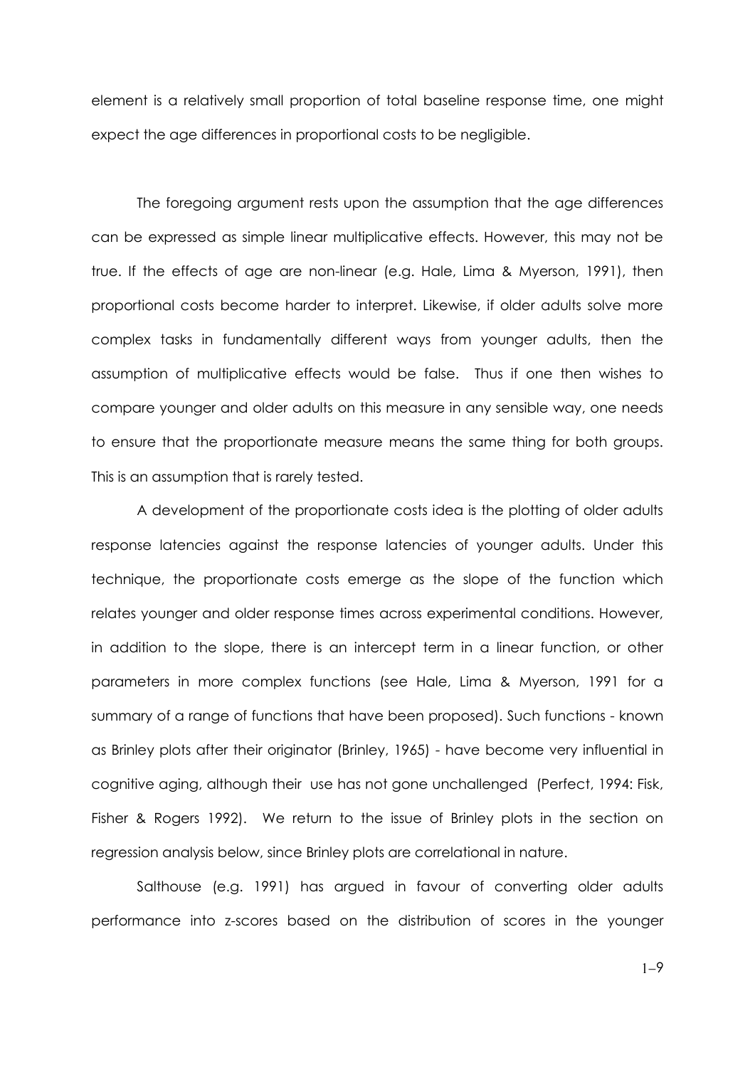element is a relatively small proportion of total baseline response time, one might expect the age differences in proportional costs to be negligible.

The foregoing argument rests upon the assumption that the age differences can be expressed as simple linear multiplicative effects. However, this may not be true. If the effects of age are non-linear (e.g. Hale, Lima & Myerson, 1991), then proportional costs become harder to interpret. Likewise, if older adults solve more complex tasks in fundamentally different ways from younger adults, then the assumption of multiplicative effects would be false. Thus if one then wishes to compare younger and older adults on this measure in any sensible way, one needs to ensure that the proportionate measure means the same thing for both groups. This is an assumption that is rarely tested.

A development of the proportionate costs idea is the plotting of older adults response latencies against the response latencies of younger adults. Under this technique, the proportionate costs emerge as the slope of the function which relates younger and older response times across experimental conditions. However, in addition to the slope, there is an intercept term in a linear function, or other parameters in more complex functions (see Hale, Lima & Myerson, 1991 for a summary of a range of functions that have been proposed). Such functions - known as Brinley plots after their originator (Brinley, 1965) - have become very influential in cognitive aging, although their use has not gone unchallenged (Perfect, 1994: Fisk, Fisher & Rogers 1992). We return to the issue of Brinley plots in the section on regression analysis below, since Brinley plots are correlational in nature.

Salthouse (e.g. 1991) has argued in favour of converting older adults performance into z-scores based on the distribution of scores in the younger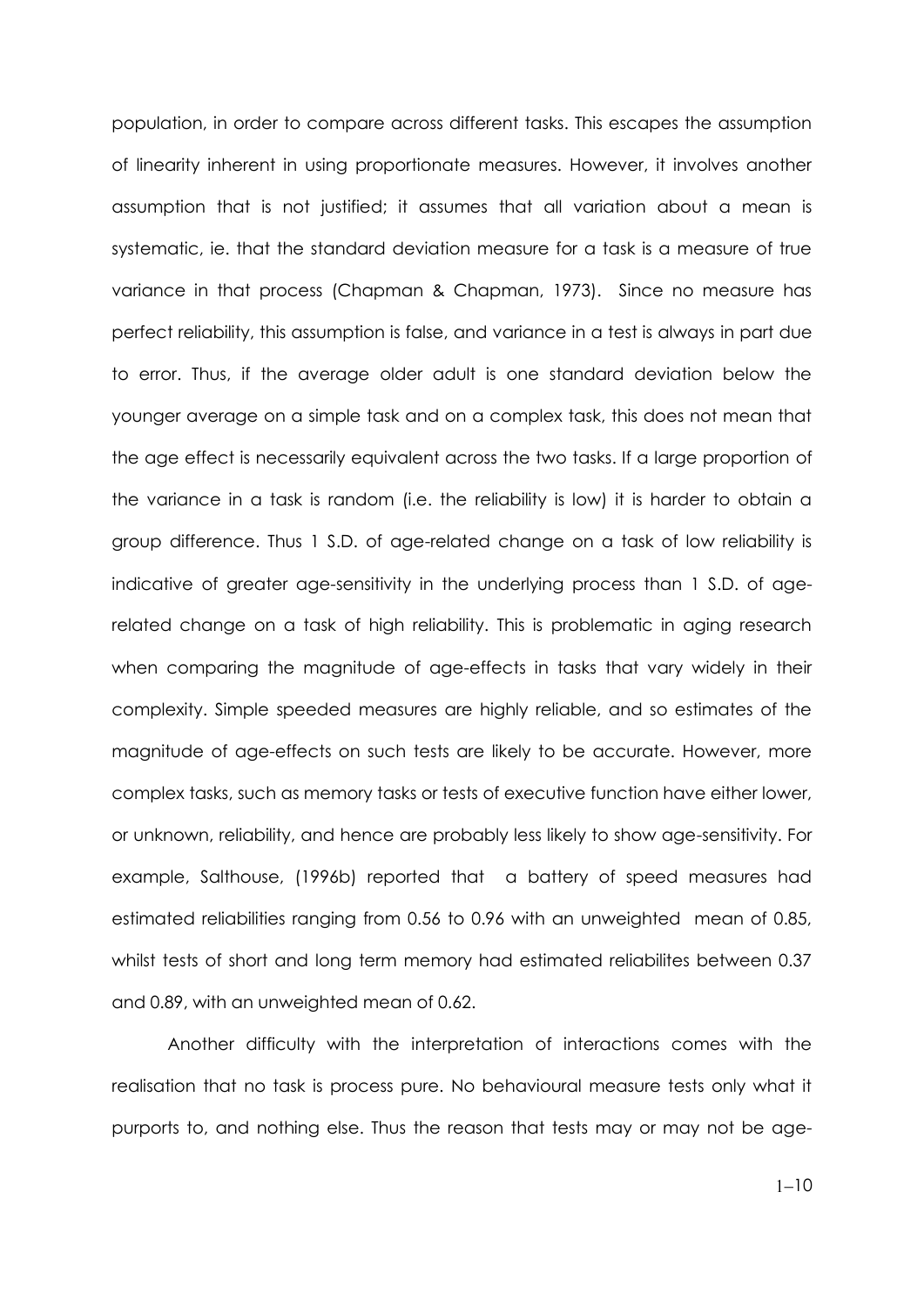population, in order to compare across different tasks. This escapes the assumption of linearity inherent in using proportionate measures. However, it involves another assumption that is not justified; it assumes that all variation about a mean is systematic, ie. that the standard deviation measure for a task is a measure of true variance in that process (Chapman & Chapman, 1973). Since no measure has perfect reliability, this assumption is false, and variance in a test is always in part due to error. Thus, if the average older adult is one standard deviation below the younger average on a simple task and on a complex task, this does not mean that the age effect is necessarily equivalent across the two tasks. If a large proportion of the variance in a task is random (i.e. the reliability is low) it is harder to obtain a group difference. Thus 1 S.D. of age-related change on a task of low reliability is indicative of greater age-sensitivity in the underlying process than 1 S.D. of age-related change on a task of high reliability. This is problematic in aging research when comparing the magnitude of age-effects in tasks that vary widely in their complexity. Simple speeded measures are highly reliable, and so estimates of the magnitude of age-effects on such tests are likely to be accurate. However, more complex tasks, such as memory tasks or tests of executive function have either lower, or unknown, reliability, and hence are probably less likely to show age-sensitivity. For example, Salthouse, (1996b) reported that a battery of speed measures had estimated reliabilities ranging from 0.56 to 0.96 with an unweighted mean of 0.85, whilst tests of short and long term memory had estimated reliabilites between 0.37 and 0.89, with an unweighted mean of 0.62.

Another difficulty with the interpretation of interactions comes with the realisation that no task is process pure. No behavioural measure tests only what it purports to, and nothing else. Thus the reason that tests may or may not be age-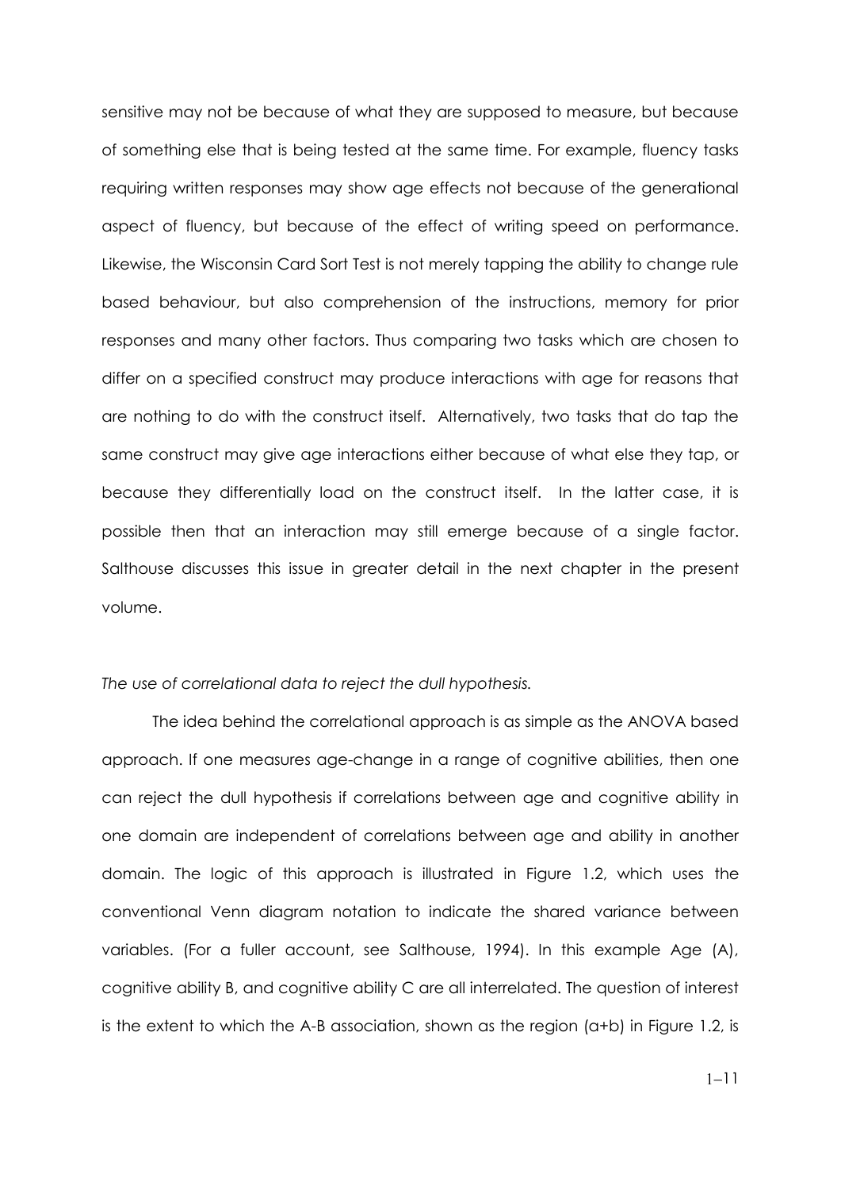sensitive may not be because of what they are supposed to measure, but because of something else that is being tested at the same time. For example, fluency tasks requiring written responses may show age effects not because of the generational aspect of fluency, but because of the effect of writing speed on performance. Likewise, the Wisconsin Card Sort Test is not merely tapping the ability to change rule based behaviour, but also comprehension of the instructions, memory for prior responses and many other factors. Thus comparing two tasks which are chosen to differ on a specified construct may produce interactions with age for reasons that are nothing to do with the construct itself. Alternatively, two tasks that do tap the same construct may give age interactions either because of what else they tap, or because they differentially load on the construct itself. In the latter case, it is possible then that an interaction may still emerge because of a single factor. Salthouse discusses this issue in greater detail in the next chapter in the present volume.

*The use of correlational data to reject the dull hypothesis.*

The idea behind the correlational approach is as simple as the ANOVA based approach. If one measures age-change in a range of cognitive abilities, then one can reject the dull hypothesis if correlations between age and cognitive ability in one domain are independent of correlations between age and ability in another domain. The logic of this approach is illustrated in Figure 1.2, which uses the conventional Venn diagram notation to indicate the shared variance between variables. (For a fuller account, see Salthouse, 1994). In this example Age (A), cognitive ability B, and cognitive ability C are all interrelated. The question of interest is the extent to which the A-B association, shown as the region (a+b) in Figure 1.2, is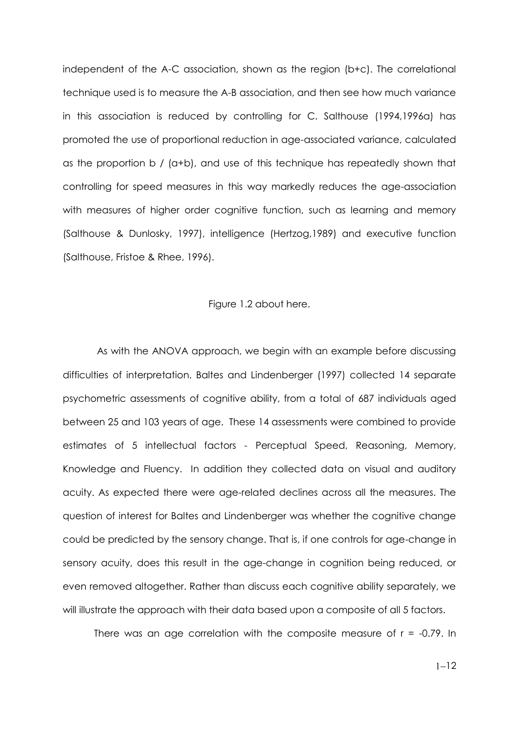independent of the A-C association, shown as the region (b+c). The correlational technique used is to measure the A-B association, and then see how much variance in this association is reduced by controlling for C. Salthouse (1994,1996a) has promoted the use of proportional reduction in age-associated variance, calculated as the proportion b / (a+b), and use of this technique has repeatedly shown that controlling for speed measures in this way markedly reduces the age-association with measures of higher order cognitive function, such as learning and memory (Salthouse & Dunlosky, 1997), intelligence (Hertzog,1989) and executive function (Salthouse, Fristoe & Rhee, 1996).

Figure 1.2 about here.

As with the ANOVA approach, we begin with an example before discussing difficulties of interpretation. Baltes and Lindenberger (1997) collected 14 separate psychometric assessments of cognitive ability, from a total of 687 individuals aged between 25 and 103 years of age. These 14 assessments were combined to provide estimates of 5 intellectual factors - Perceptual Speed, Reasoning, Memory, Knowledge and Fluency. In addition they collected data on visual and auditory acuity. As expected there were age-related declines across all the measures. The question of interest for Baltes and Lindenberger was whether the cognitive change could be predicted by the sensory change. That is, if one controls for age-change in sensory acuity, does this result in the age-change in cognition being reduced, or even removed altogether. Rather than discuss each cognitive ability separately, we will illustrate the approach with their data based upon a composite of all 5 factors.

There was an age correlation with the composite measure of $r = -0.79$. In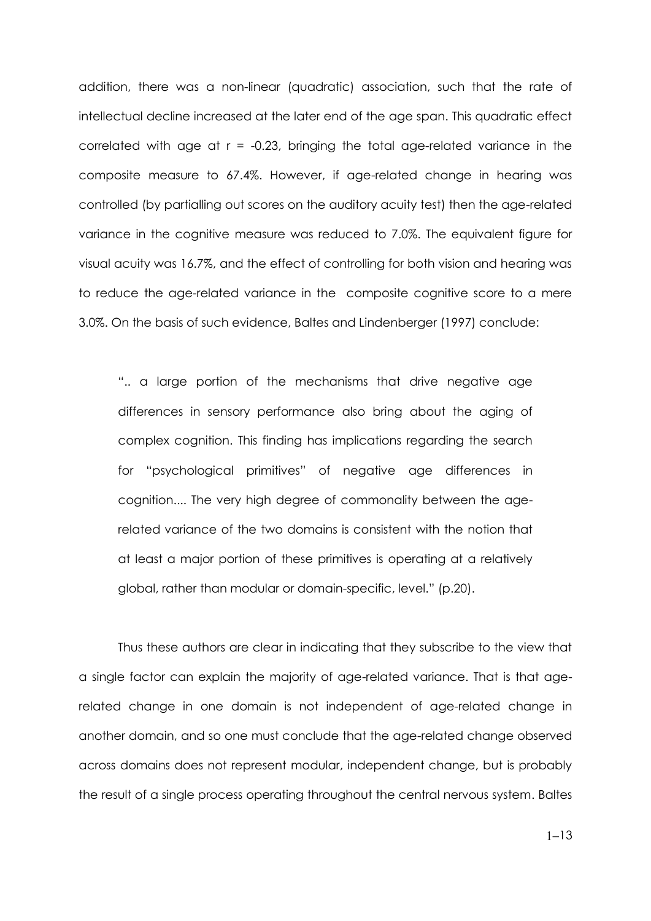addition, there was a non-linear (quadratic) association, such that the rate of intellectual decline increased at the later end of the age span. This quadratic effect correlated with age at $r = -0.23$, bringing the total age-related variance in the composite measure to 67.4%. However, if age-related change in hearing was controlled (by partialling out scores on the auditory acuity test) then the age-related variance in the cognitive measure was reduced to 7.0%. The equivalent figure for visual acuity was 16.7%, and the effect of controlling for both vision and hearing was to reduce the age-related variance in the composite cognitive score to a mere 3.0%. On the basis of such evidence, Baltes and Lindenberger (1997) conclude:

> ".. a large portion of the mechanisms that drive negative age differences in sensory performance also bring about the aging of complex cognition. This finding has implications regarding the search for "psychological primitives" of negative age differences in cognition.... The very high degree of commonality between the age-related variance of the two domains is consistent with the notion that at least a major portion of these primitives is operating at a relatively global, rather than modular or domain-specific, level." (p.20).

Thus these authors are clear in indicating that they subscribe to the view that a single factor can explain the majority of age-related variance. That is that age-related change in one domain is not independent of age-related change in another domain, and so one must conclude that the age-related change observed across domains does not represent modular, independent change, but is probably the result of a single process operating throughout the central nervous system. Baltes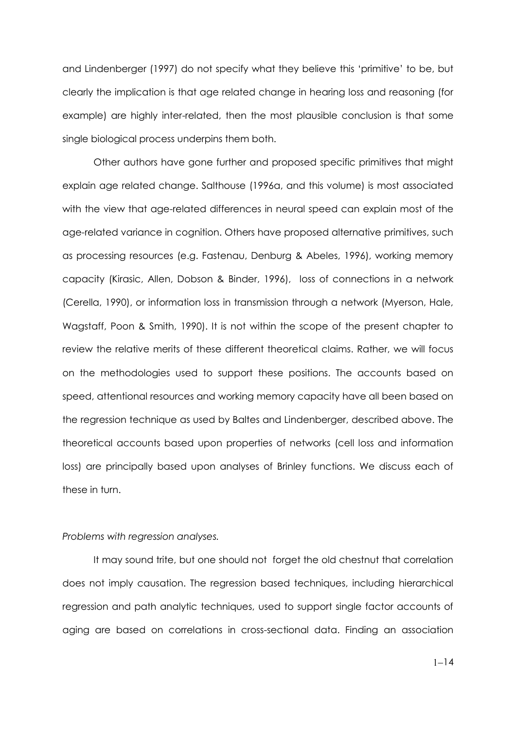and Lindenberger (1997) do not specify what they believe this 'primitive' to be, but clearly the implication is that age related change in hearing loss and reasoning (for example) are highly inter-related, then the most plausible conclusion is that some single biological process underpins them both.

Other authors have gone further and proposed specific primitives that might explain age related change. Salthouse (1996a, and this volume) is most associated with the view that age-related differences in neural speed can explain most of the age-related variance in cognition. Others have proposed alternative primitives, such as processing resources (e.g. Fastenau, Denburg & Abeles, 1996), working memory capacity (Kirasic, Allen, Dobson & Binder, 1996), loss of connections in a network (Cerella, 1990), or information loss in transmission through a network (Myerson, Hale, Wagstaff, Poon & Smith, 1990). It is not within the scope of the present chapter to review the relative merits of these different theoretical claims. Rather, we will focus on the methodologies used to support these positions. The accounts based on speed, attentional resources and working memory capacity have all been based on the regression technique as used by Baltes and Lindenberger, described above. The theoretical accounts based upon properties of networks (cell loss and information loss) are principally based upon analyses of Brinley functions. We discuss each of these in turn.

*Problems with regression analyses.*

It may sound trite, but one should not forget the old chestnut that correlation does not imply causation. The regression based techniques, including hierarchical regression and path analytic techniques, used to support single factor accounts of aging are based on correlations in cross-sectional data. Finding an association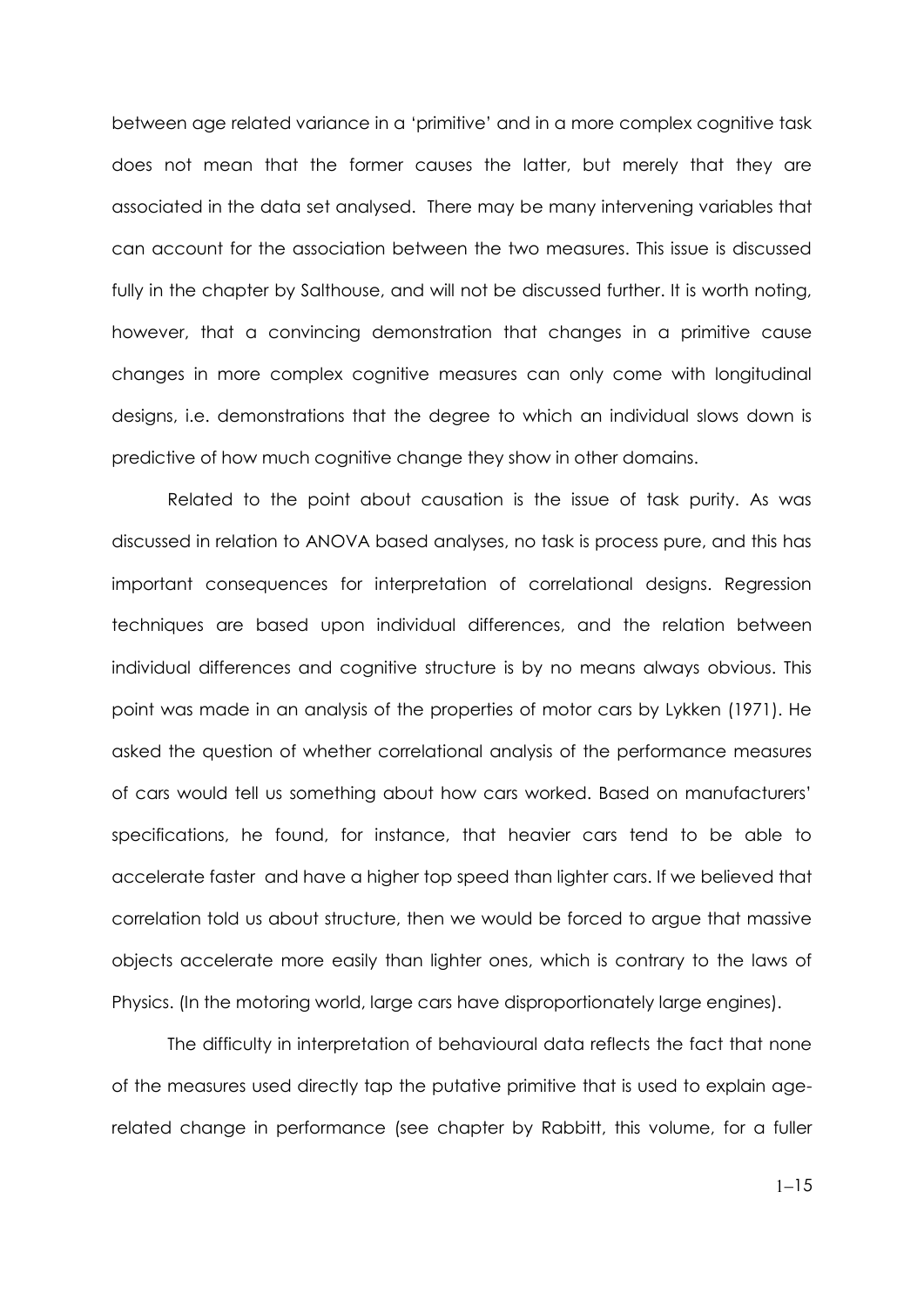between age related variance in a 'primitive' and in a more complex cognitive task does not mean that the former causes the latter, but merely that they are associated in the data set analysed. There may be many intervening variables that can account for the association between the two measures. This issue is discussed fully in the chapter by Salthouse, and will not be discussed further. It is worth noting, however, that a convincing demonstration that changes in a primitive cause changes in more complex cognitive measures can only come with longitudinal designs, i.e. demonstrations that the degree to which an individual slows down is predictive of how much cognitive change they show in other domains.

Related to the point about causation is the issue of task purity. As was discussed in relation to ANOVA based analyses, no task is process pure, and this has important consequences for interpretation of correlational designs. Regression techniques are based upon individual differences, and the relation between individual differences and cognitive structure is by no means always obvious. This point was made in an analysis of the properties of motor cars by Lykken (1971). He asked the question of whether correlational analysis of the performance measures of cars would tell us something about how cars worked. Based on manufacturers' specifications, he found, for instance, that heavier cars tend to be able to accelerate faster and have a higher top speed than lighter cars. If we believed that correlation told us about structure, then we would be forced to argue that massive objects accelerate more easily than lighter ones, which is contrary to the laws of Physics. (In the motoring world, large cars have disproportionately large engines).

The difficulty in interpretation of behavioural data reflects the fact that none of the measures used directly tap the putative primitive that is used to explain age-related change in performance (see chapter by Rabbitt, this volume, for a fuller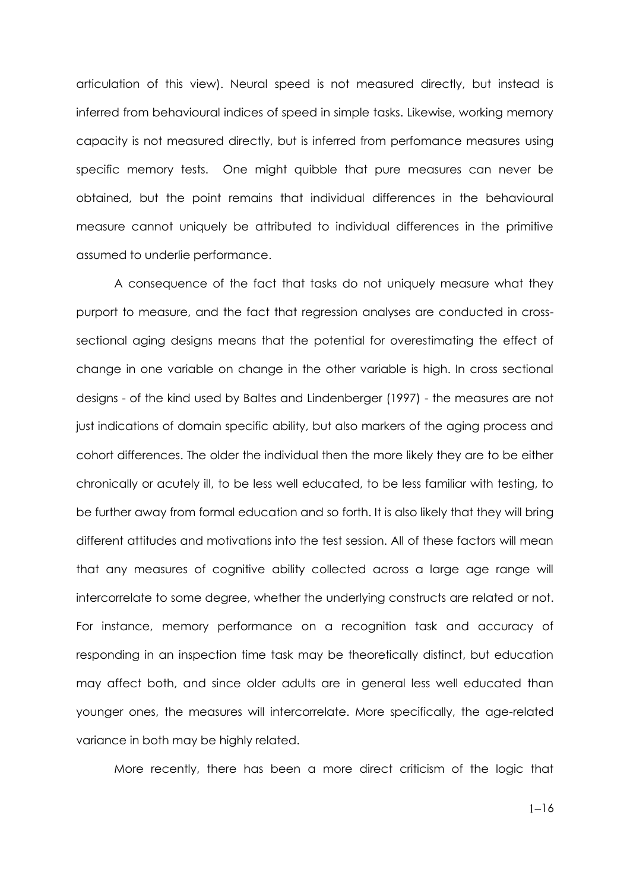articulation of this view). Neural speed is not measured directly, but instead is inferred from behavioural indices of speed in simple tasks. Likewise, working memory capacity is not measured directly, but is inferred from perfomance measures using specific memory tests. One might quibble that pure measures can never be obtained, but the point remains that individual differences in the behavioural measure cannot uniquely be attributed to individual differences in the primitive assumed to underlie performance.

A consequence of the fact that tasks do not uniquely measure what they purport to measure, and the fact that regression analyses are conducted in cross-sectional aging designs means that the potential for overestimating the effect of change in one variable on change in the other variable is high. In cross sectional designs - of the kind used by Baltes and Lindenberger (1997) - the measures are not just indications of domain specific ability, but also markers of the aging process and cohort differences. The older the individual then the more likely they are to be either chronically or acutely ill, to be less well educated, to be less familiar with testing, to be further away from formal education and so forth. It is also likely that they will bring different attitudes and motivations into the test session. All of these factors will mean that any measures of cognitive ability collected across a large age range will intercorrelate to some degree, whether the underlying constructs are related or not. For instance, memory performance on a recognition task and accuracy of responding in an inspection time task may be theoretically distinct, but education may affect both, and since older adults are in general less well educated than younger ones, the measures will intercorrelate. More specifically, the age-related variance in both may be highly related.

More recently, there has been a more direct criticism of the logic that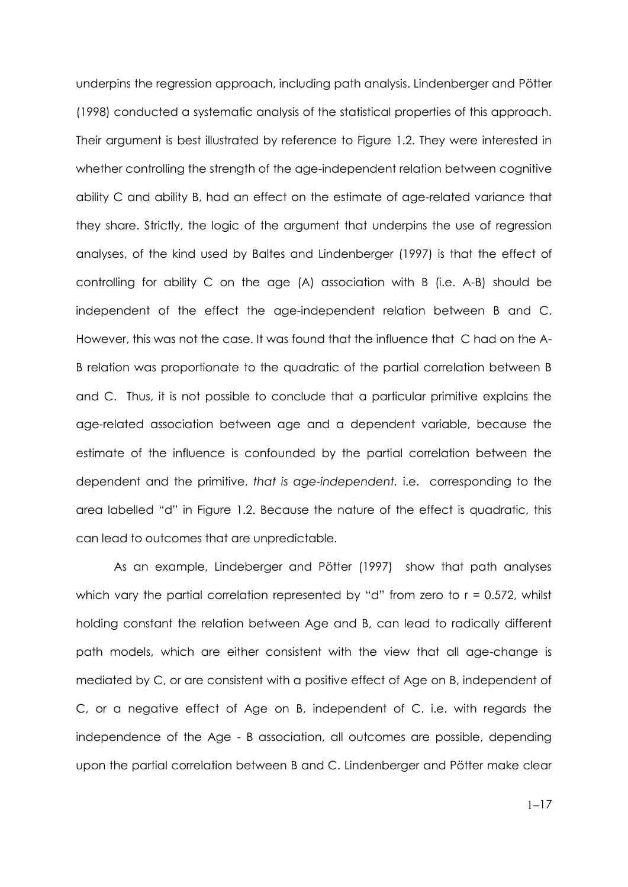underpins the regression approach, including path analysis. Lindenberger and Pötter (1998) conducted a systematic analysis of the statistical properties of this approach. Their argument is best illustrated by reference to Figure 1.2. They were interested in whether controlling the strength of the age-independent relation between cognitive ability C and ability B, had an effect on the estimate of age-related variance that they share. Strictly, the logic of the argument that underpins the use of regression analyses, of the kind used by Baltes and Lindenberger (1997) is that the effect of controlling for ability C on the age (A) association with B (i.e. A-B) should be independent of the effect the age-independent relation between B and C. However, this was not the case. It was found that the influence that C had on the A-B relation was proportionate to the quadratic of the partial correlation between B and C. Thus, it is not possible to conclude that a particular primitive explains the age-related association between age and a dependent variable, because the estimate of the influence is confounded by the partial correlation between the dependent and the primitive, *that is age-independent.* i.e. corresponding to the area labelled "d" in Figure 1.2. Because the nature of the effect is quadratic, this can lead to outcomes that are unpredictable.

As an example, Lindeberger and Pötter (1997) show that path analyses which vary the partial correlation represented by "d" from zero to $r = 0.572$, whilst holding constant the relation between Age and B, can lead to radically different path models, which are either consistent with the view that all age-change is mediated by C, or are consistent with a positive effect of Age on B, independent of C, or a negative effect of Age on B, independent of C. i.e. with regards the independence of the Age - B association, all outcomes are possible, depending upon the partial correlation between B and C. Lindenberger and Pötter make clear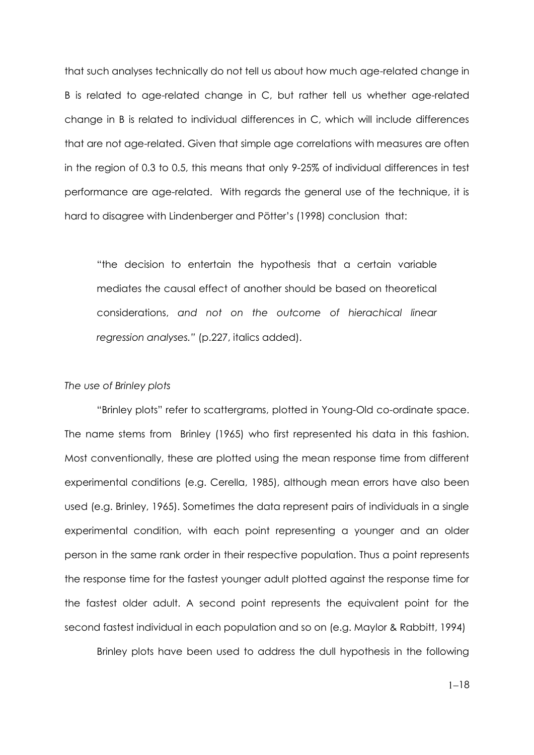that such analyses technically do not tell us about how much age-related change in B is related to age-related change in C, but rather tell us whether age-related change in B is related to individual differences in C, which will include differences that are not age-related. Given that simple age correlations with measures are often in the region of 0.3 to 0.5, this means that only 9-25% of individual differences in test performance are age-related. With regards the general use of the technique, it is hard to disagree with Lindenberger and Pötter's (1998) conclusion that:

> "the decision to entertain the hypothesis that a certain variable mediates the causal effect of another should be based on theoretical considerations, *and not on the outcome of hierachical linear regression analyses."* (p.227, italics added).

*The use of Brinley plots*

"Brinley plots" refer to scattergrams, plotted in Young-Old co-ordinate space. The name stems from Brinley (1965) who first represented his data in this fashion. Most conventionally, these are plotted using the mean response time from different experimental conditions (e.g. Cerella, 1985), although mean errors have also been used (e.g. Brinley, 1965). Sometimes the data represent pairs of individuals in a single experimental condition, with each point representing a younger and an older person in the same rank order in their respective population. Thus a point represents the response time for the fastest younger adult plotted against the response time for the fastest older adult. A second point represents the equivalent point for the second fastest individual in each population and so on (e.g. Maylor & Rabbitt, 1994)

Brinley plots have been used to address the dull hypothesis in the following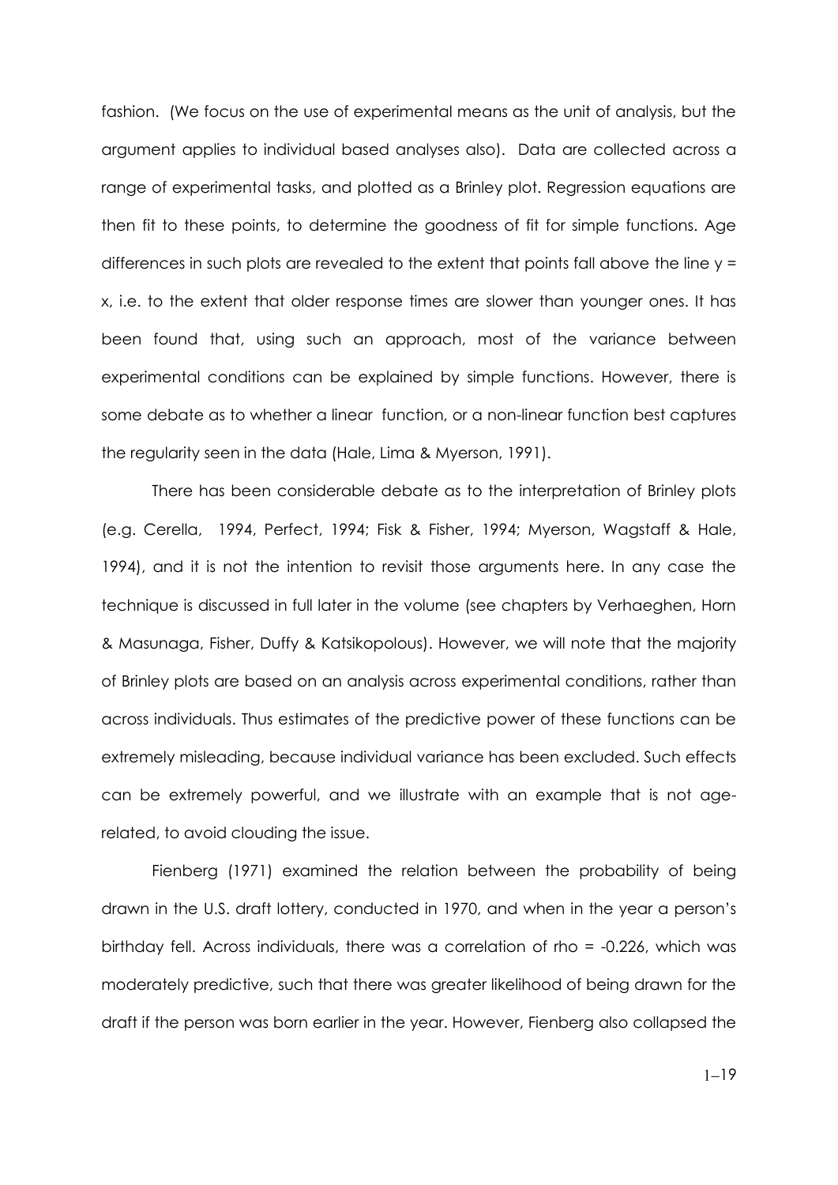fashion. (We focus on the use of experimental means as the unit of analysis, but the argument applies to individual based analyses also). Data are collected across a range of experimental tasks, and plotted as a Brinley plot. Regression equations are then fit to these points, to determine the goodness of fit for simple functions. Age differences in such plots are revealed to the extent that points fall above the line $y = x$, i.e. to the extent that older response times are slower than younger ones. It has been found that, using such an approach, most of the variance between experimental conditions can be explained by simple functions. However, there is some debate as to whether a linear function, or a non-linear function best captures the regularity seen in the data (Hale, Lima & Myerson, 1991).

There has been considerable debate as to the interpretation of Brinley plots (e.g. Cerella, 1994, Perfect, 1994; Fisk & Fisher, 1994; Myerson, Wagstaff & Hale, 1994), and it is not the intention to revisit those arguments here. In any case the technique is discussed in full later in the volume (see chapters by Verhaeghen, Horn & Masunaga, Fisher, Duffy & Katsikopolous). However, we will note that the majority of Brinley plots are based on an analysis across experimental conditions, rather than across individuals. Thus estimates of the predictive power of these functions can be extremely misleading, because individual variance has been excluded. Such effects can be extremely powerful, and we illustrate with an example that is not age-related, to avoid clouding the issue.

Fienberg (1971) examined the relation between the probability of being drawn in the U.S. draft lottery, conducted in 1970, and when in the year a person's birthday fell. Across individuals, there was a correlation of rho = -0.226, which was moderately predictive, such that there was greater likelihood of being drawn for the draft if the person was born earlier in the year. However, Fienberg also collapsed the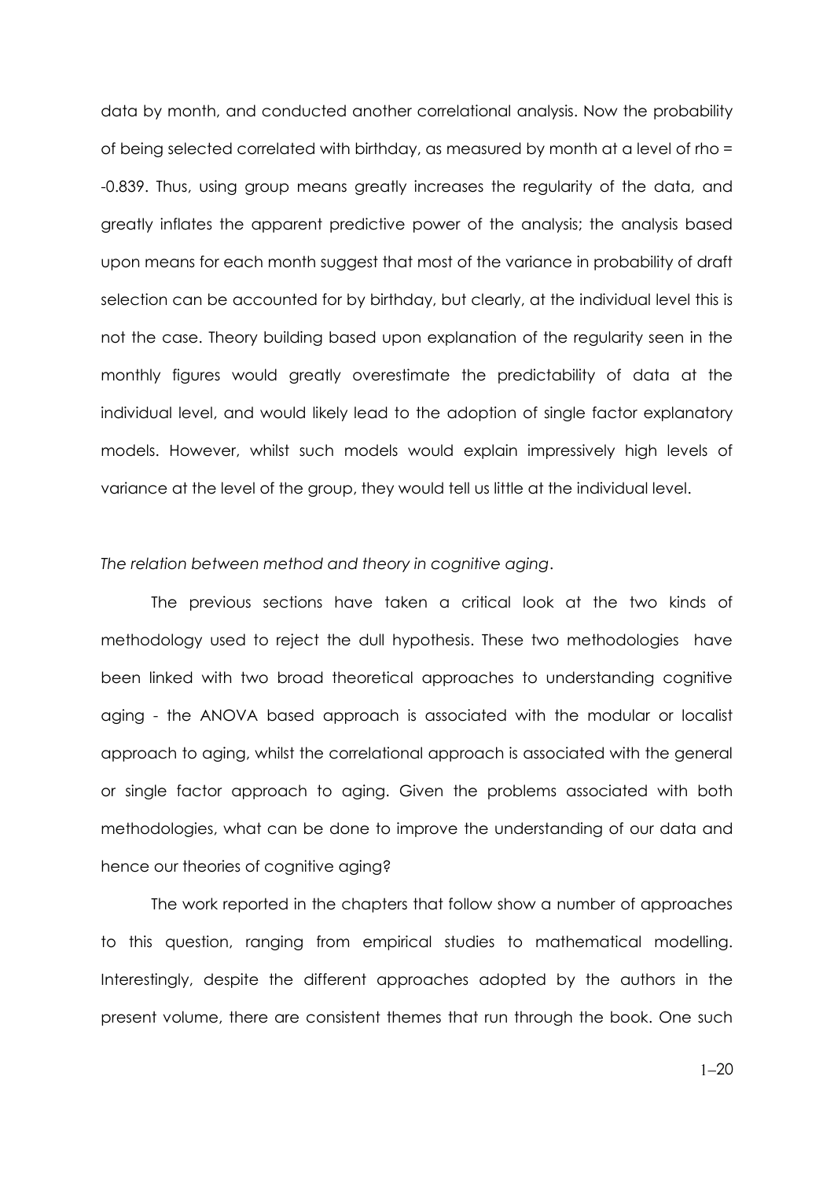data by month, and conducted another correlational analysis. Now the probability of being selected correlated with birthday, as measured by month at a level of rho = -0.839. Thus, using group means greatly increases the regularity of the data, and greatly inflates the apparent predictive power of the analysis; the analysis based upon means for each month suggest that most of the variance in probability of draft selection can be accounted for by birthday, but clearly, at the individual level this is not the case. Theory building based upon explanation of the regularity seen in the monthly figures would greatly overestimate the predictability of data at the individual level, and would likely lead to the adoption of single factor explanatory models. However, whilst such models would explain impressively high levels of variance at the level of the group, they would tell us little at the individual level.

*The relation between method and theory in cognitive aging*.

The previous sections have taken a critical look at the two kinds of methodology used to reject the dull hypothesis. These two methodologies have been linked with two broad theoretical approaches to understanding cognitive aging - the ANOVA based approach is associated with the modular or localist approach to aging, whilst the correlational approach is associated with the general or single factor approach to aging. Given the problems associated with both methodologies, what can be done to improve the understanding of our data and hence our theories of cognitive aging?

The work reported in the chapters that follow show a number of approaches to this question, ranging from empirical studies to mathematical modelling. Interestingly, despite the different approaches adopted by the authors in the present volume, there are consistent themes that run through the book. One such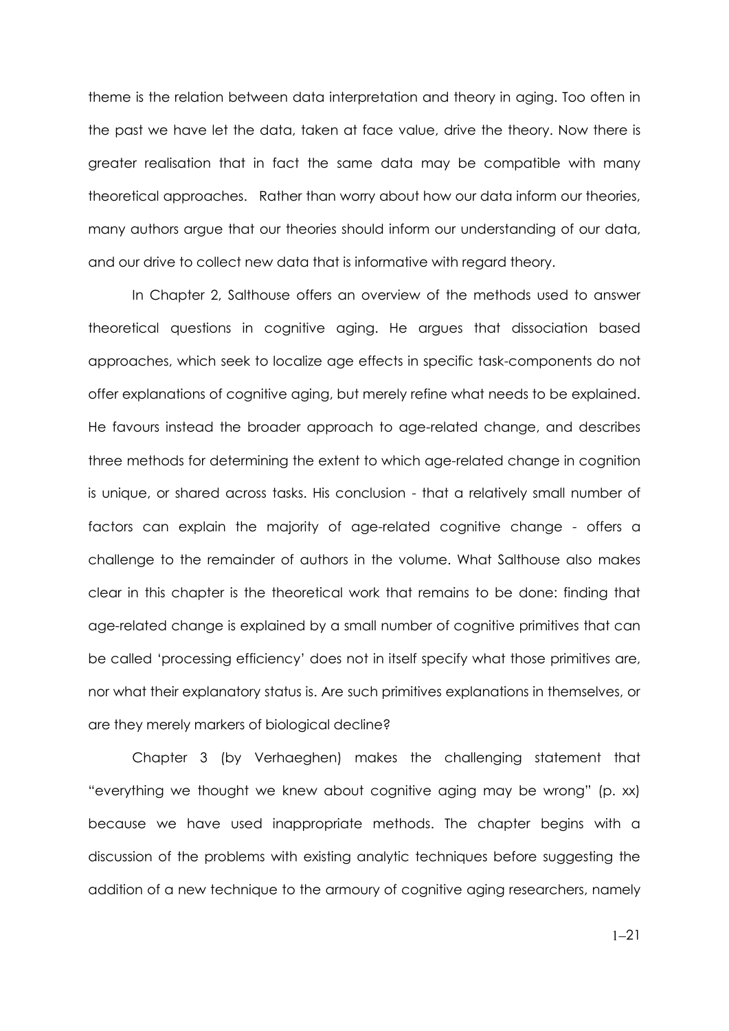theme is the relation between data interpretation and theory in aging. Too often in the past we have let the data, taken at face value, drive the theory. Now there is greater realisation that in fact the same data may be compatible with many theoretical approaches. Rather than worry about how our data inform our theories, many authors argue that our theories should inform our understanding of our data, and our drive to collect new data that is informative with regard theory.

In Chapter 2, Salthouse offers an overview of the methods used to answer theoretical questions in cognitive aging. He argues that dissociation based approaches, which seek to localize age effects in specific task-components do not offer explanations of cognitive aging, but merely refine what needs to be explained. He favours instead the broader approach to age-related change, and describes three methods for determining the extent to which age-related change in cognition is unique, or shared across tasks. His conclusion - that a relatively small number of factors can explain the majority of age-related cognitive change - offers a challenge to the remainder of authors in the volume. What Salthouse also makes clear in this chapter is the theoretical work that remains to be done: finding that age-related change is explained by a small number of cognitive primitives that can be called 'processing efficiency' does not in itself specify what those primitives are, nor what their explanatory status is. Are such primitives explanations in themselves, or are they merely markers of biological decline?

Chapter 3 (by Verhaeghen) makes the challenging statement that "everything we thought we knew about cognitive aging may be wrong" (p. xx) because we have used inappropriate methods. The chapter begins with a discussion of the problems with existing analytic techniques before suggesting the addition of a new technique to the armoury of cognitive aging researchers, namely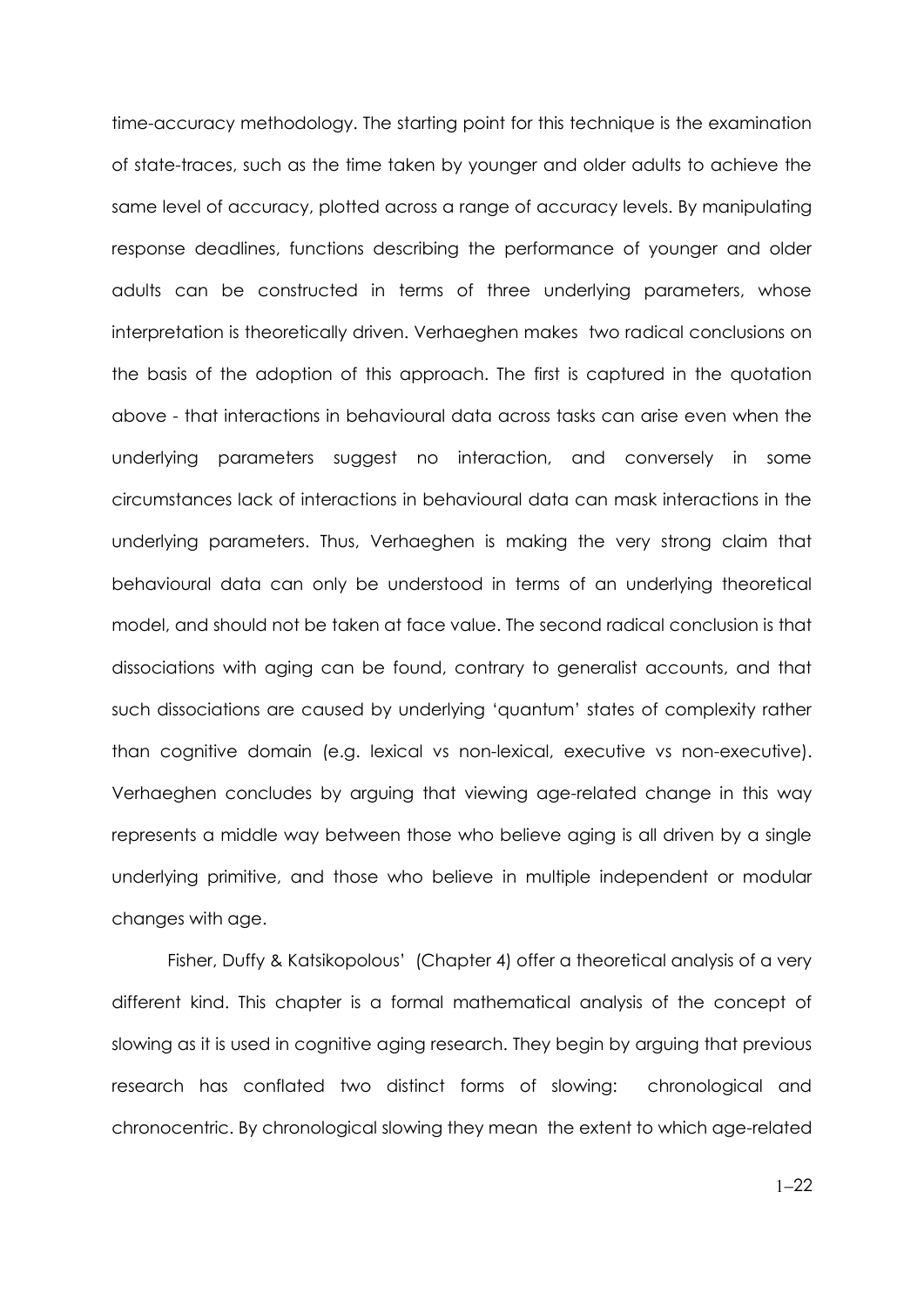time-accuracy methodology. The starting point for this technique is the examination of state-traces, such as the time taken by younger and older adults to achieve the same level of accuracy, plotted across a range of accuracy levels. By manipulating response deadlines, functions describing the performance of younger and older adults can be constructed in terms of three underlying parameters, whose interpretation is theoretically driven. Verhaeghen makes two radical conclusions on the basis of the adoption of this approach. The first is captured in the quotation above - that interactions in behavioural data across tasks can arise even when the underlying parameters suggest no interaction, and conversely in some circumstances lack of interactions in behavioural data can mask interactions in the underlying parameters. Thus, Verhaeghen is making the very strong claim that behavioural data can only be understood in terms of an underlying theoretical model, and should not be taken at face value. The second radical conclusion is that dissociations with aging can be found, contrary to generalist accounts, and that such dissociations are caused by underlying 'quantum' states of complexity rather than cognitive domain (e.g. lexical vs non-lexical, executive vs non-executive). Verhaeghen concludes by arguing that viewing age-related change in this way represents a middle way between those who believe aging is all driven by a single underlying primitive, and those who believe in multiple independent or modular changes with age.

Fisher, Duffy & Katsikopolous' (Chapter 4) offer a theoretical analysis of a very different kind. This chapter is a formal mathematical analysis of the concept of slowing as it is used in cognitive aging research. They begin by arguing that previous research has conflated two distinct forms of slowing: chronological and chronocentric. By chronological slowing they mean the extent to which age-related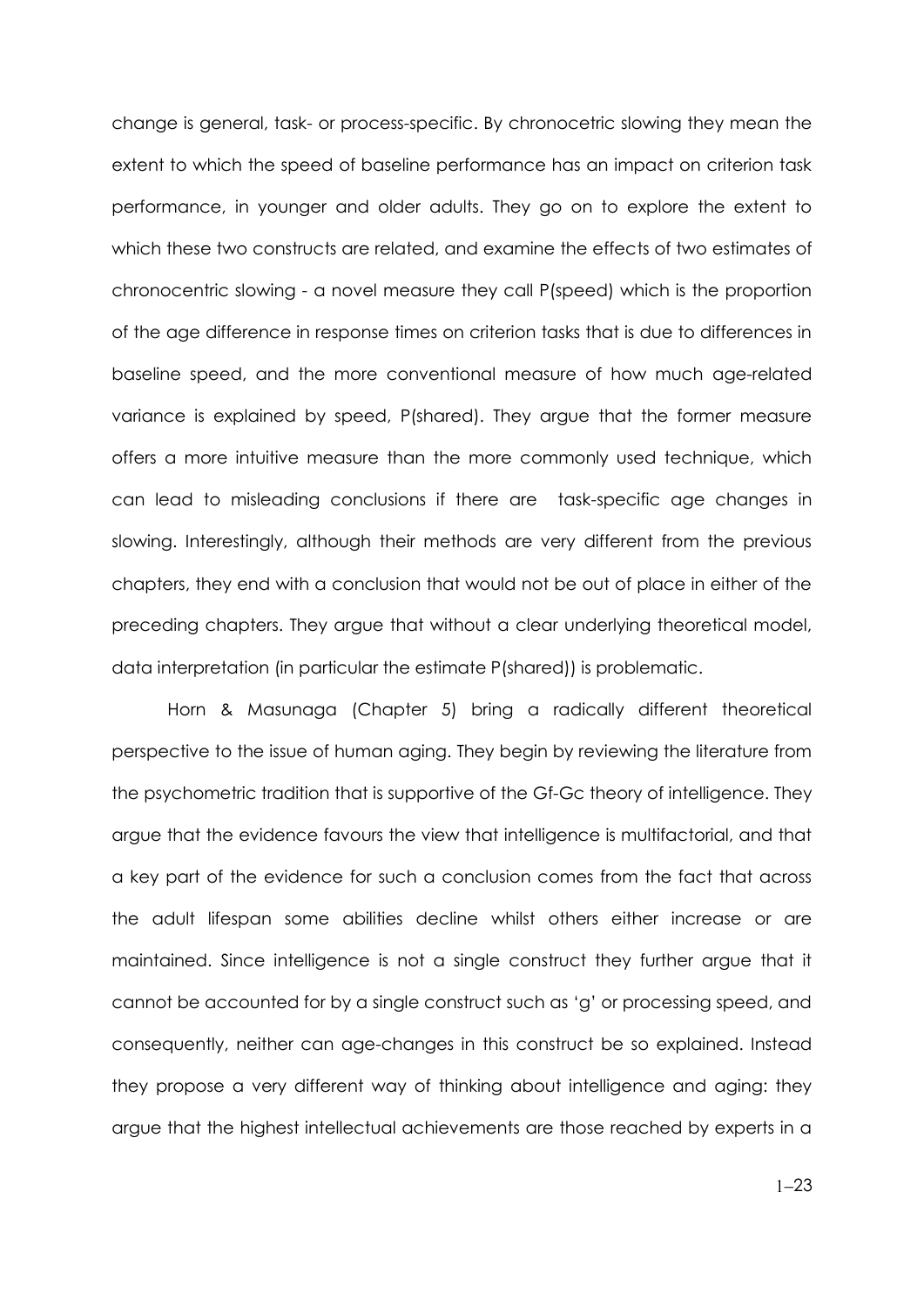change is general, task- or process-specific. By chronocetric slowing they mean the extent to which the speed of baseline performance has an impact on criterion task performance, in younger and older adults. They go on to explore the extent to which these two constructs are related, and examine the effects of two estimates of chronocentric slowing - a novel measure they call P(speed) which is the proportion of the age difference in response times on criterion tasks that is due to differences in baseline speed, and the more conventional measure of how much age-related variance is explained by speed, P(shared). They argue that the former measure offers a more intuitive measure than the more commonly used technique, which can lead to misleading conclusions if there are task-specific age changes in slowing. Interestingly, although their methods are very different from the previous chapters, they end with a conclusion that would not be out of place in either of the preceding chapters. They argue that without a clear underlying theoretical model, data interpretation (in particular the estimate P(shared)) is problematic.

Horn & Masunaga (Chapter 5) bring a radically different theoretical perspective to the issue of human aging. They begin by reviewing the literature from the psychometric tradition that is supportive of the Gf-Gc theory of intelligence. They argue that the evidence favours the view that intelligence is multifactorial, and that a key part of the evidence for such a conclusion comes from the fact that across the adult lifespan some abilities decline whilst others either increase or are maintained. Since intelligence is not a single construct they further argue that it cannot be accounted for by a single construct such as 'g' or processing speed, and consequently, neither can age-changes in this construct be so explained. Instead they propose a very different way of thinking about intelligence and aging: they argue that the highest intellectual achievements are those reached by experts in a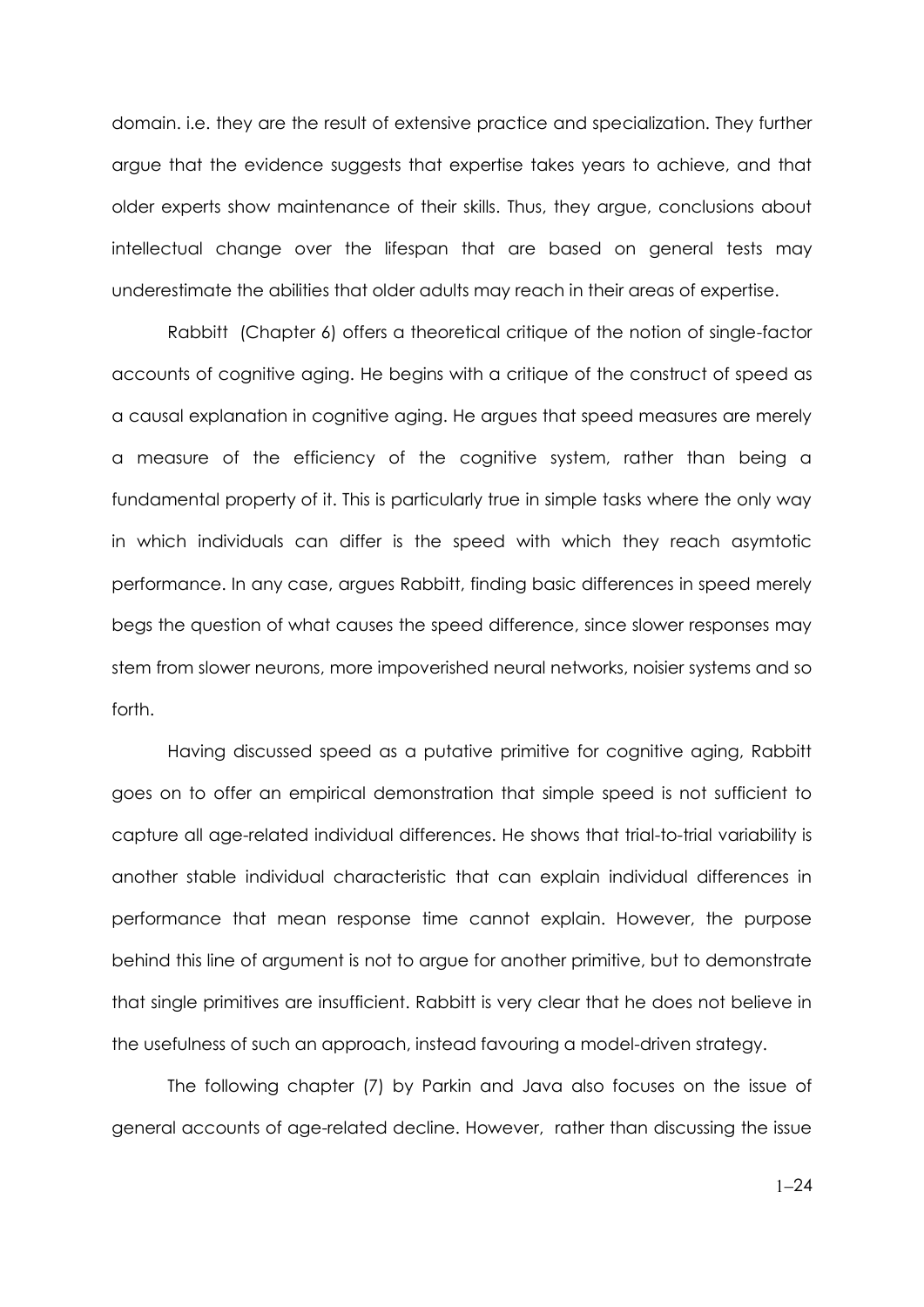domain. i.e. they are the result of extensive practice and specialization. They further argue that the evidence suggests that expertise takes years to achieve, and that older experts show maintenance of their skills. Thus, they argue, conclusions about intellectual change over the lifespan that are based on general tests may underestimate the abilities that older adults may reach in their areas of expertise.

Rabbitt (Chapter 6) offers a theoretical critique of the notion of single-factor accounts of cognitive aging. He begins with a critique of the construct of speed as a causal explanation in cognitive aging. He argues that speed measures are merely a measure of the efficiency of the cognitive system, rather than being a fundamental property of it. This is particularly true in simple tasks where the only way in which individuals can differ is the speed with which they reach asymtotic performance. In any case, argues Rabbitt, finding basic differences in speed merely begs the question of what causes the speed difference, since slower responses may stem from slower neurons, more impoverished neural networks, noisier systems and so forth.

Having discussed speed as a putative primitive for cognitive aging, Rabbitt goes on to offer an empirical demonstration that simple speed is not sufficient to capture all age-related individual differences. He shows that trial-to-trial variability is another stable individual characteristic that can explain individual differences in performance that mean response time cannot explain. However, the purpose behind this line of argument is not to argue for another primitive, but to demonstrate that single primitives are insufficient. Rabbitt is very clear that he does not believe in the usefulness of such an approach, instead favouring a model-driven strategy.

The following chapter (7) by Parkin and Java also focuses on the issue of general accounts of age-related decline. However, rather than discussing the issue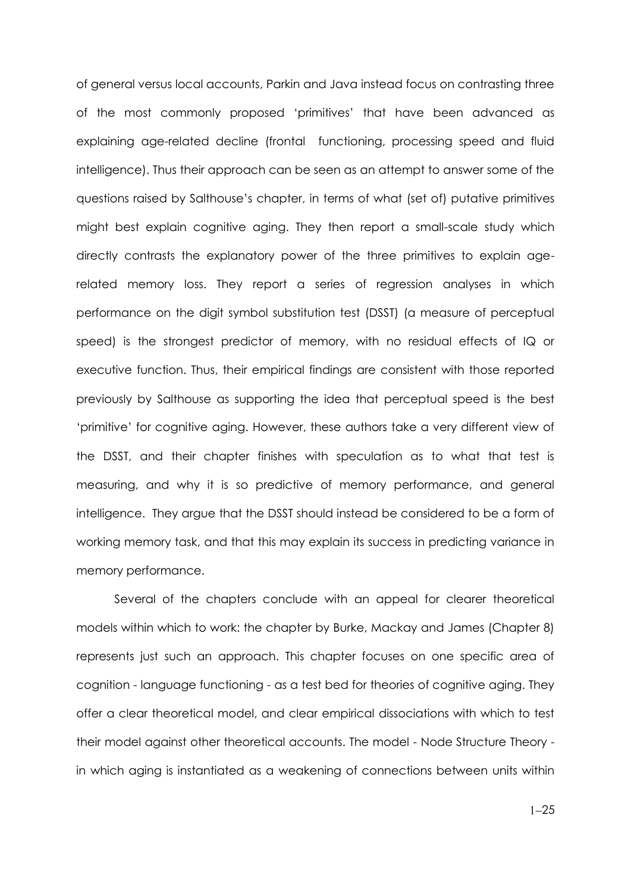of general versus local accounts, Parkin and Java instead focus on contrasting three of the most commonly proposed 'primitives' that have been advanced as explaining age-related decline (frontal functioning, processing speed and fluid intelligence). Thus their approach can be seen as an attempt to answer some of the questions raised by Salthouse's chapter, in terms of what (set of) putative primitives might best explain cognitive aging. They then report a small-scale study which directly contrasts the explanatory power of the three primitives to explain age-related memory loss. They report a series of regression analyses in which performance on the digit symbol substitution test (DSST) (a measure of perceptual speed) is the strongest predictor of memory, with no residual effects of IQ or executive function. Thus, their empirical findings are consistent with those reported previously by Salthouse as supporting the idea that perceptual speed is the best 'primitive' for cognitive aging. However, these authors take a very different view of the DSST, and their chapter finishes with speculation as to what that test is measuring, and why it is so predictive of memory performance, and general intelligence. They argue that the DSST should instead be considered to be a form of working memory task, and that this may explain its success in predicting variance in memory performance.

Several of the chapters conclude with an appeal for clearer theoretical models within which to work: the chapter by Burke, Mackay and James (Chapter 8) represents just such an approach. This chapter focuses on one specific area of cognition - language functioning - as a test bed for theories of cognitive aging. They offer a clear theoretical model, and clear empirical dissociations with which to test their model against other theoretical accounts. The model - Node Structure Theory - in which aging is instantiated as a weakening of connections between units within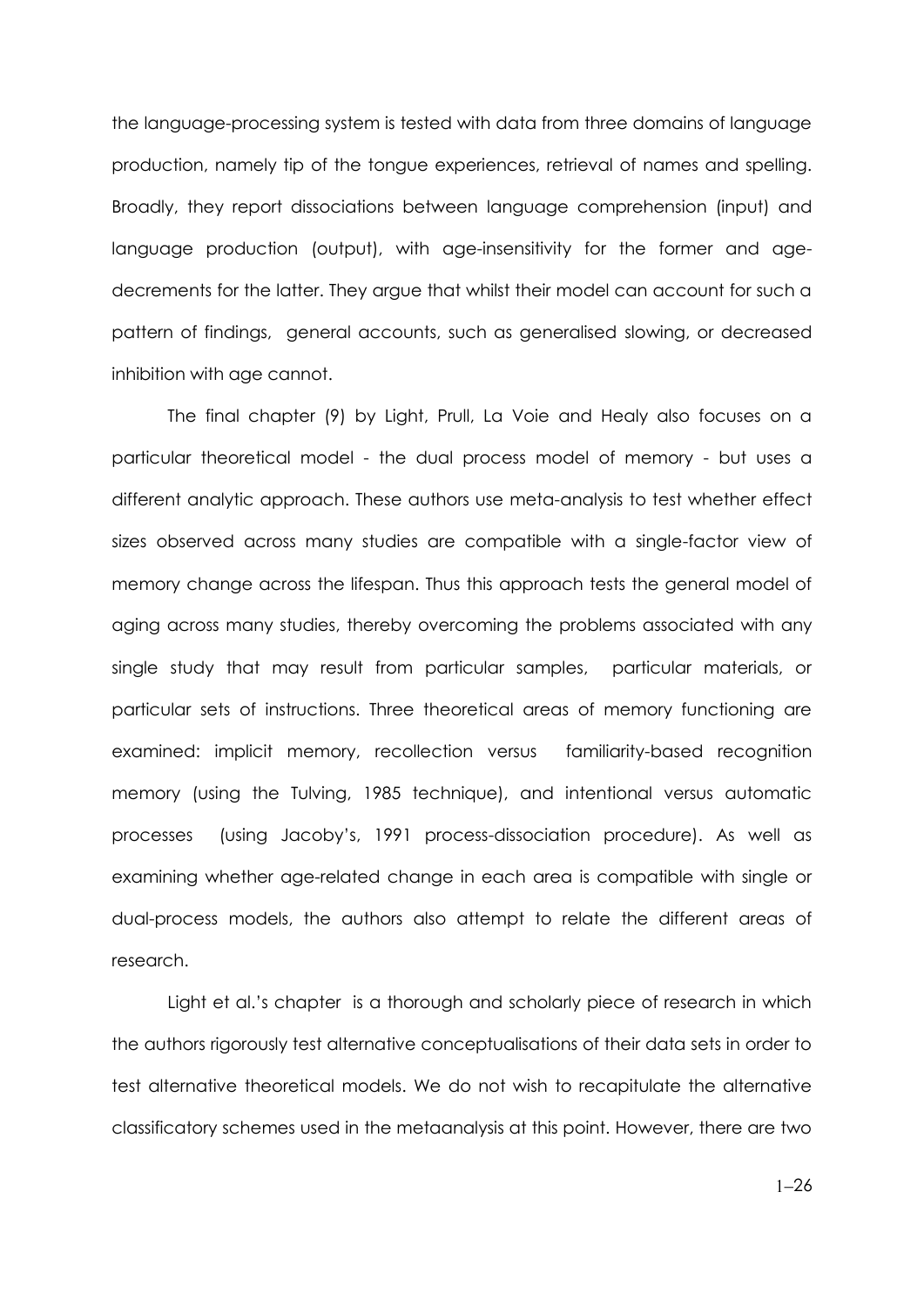the language-processing system is tested with data from three domains of language production, namely tip of the tongue experiences, retrieval of names and spelling. Broadly, they report dissociations between language comprehension (input) and language production (output), with age-insensitivity for the former and age-decrements for the latter. They argue that whilst their model can account for such a pattern of findings, general accounts, such as generalised slowing, or decreased inhibition with age cannot.

The final chapter (9) by Light, Prull, La Voie and Healy also focuses on a particular theoretical model - the dual process model of memory - but uses a different analytic approach. These authors use meta-analysis to test whether effect sizes observed across many studies are compatible with a single-factor view of memory change across the lifespan. Thus this approach tests the general model of aging across many studies, thereby overcoming the problems associated with any single study that may result from particular samples, particular materials, or particular sets of instructions. Three theoretical areas of memory functioning are examined: implicit memory, recollection versus familiarity-based recognition memory (using the Tulving, 1985 technique), and intentional versus automatic processes (using Jacoby's, 1991 process-dissociation procedure). As well as examining whether age-related change in each area is compatible with single or dual-process models, the authors also attempt to relate the different areas of research.

Light et al.'s chapter is a thorough and scholarly piece of research in which the authors rigorously test alternative conceptualisations of their data sets in order to test alternative theoretical models. We do not wish to recapitulate the alternative classificatory schemes used in the metaanalysis at this point. However, there are two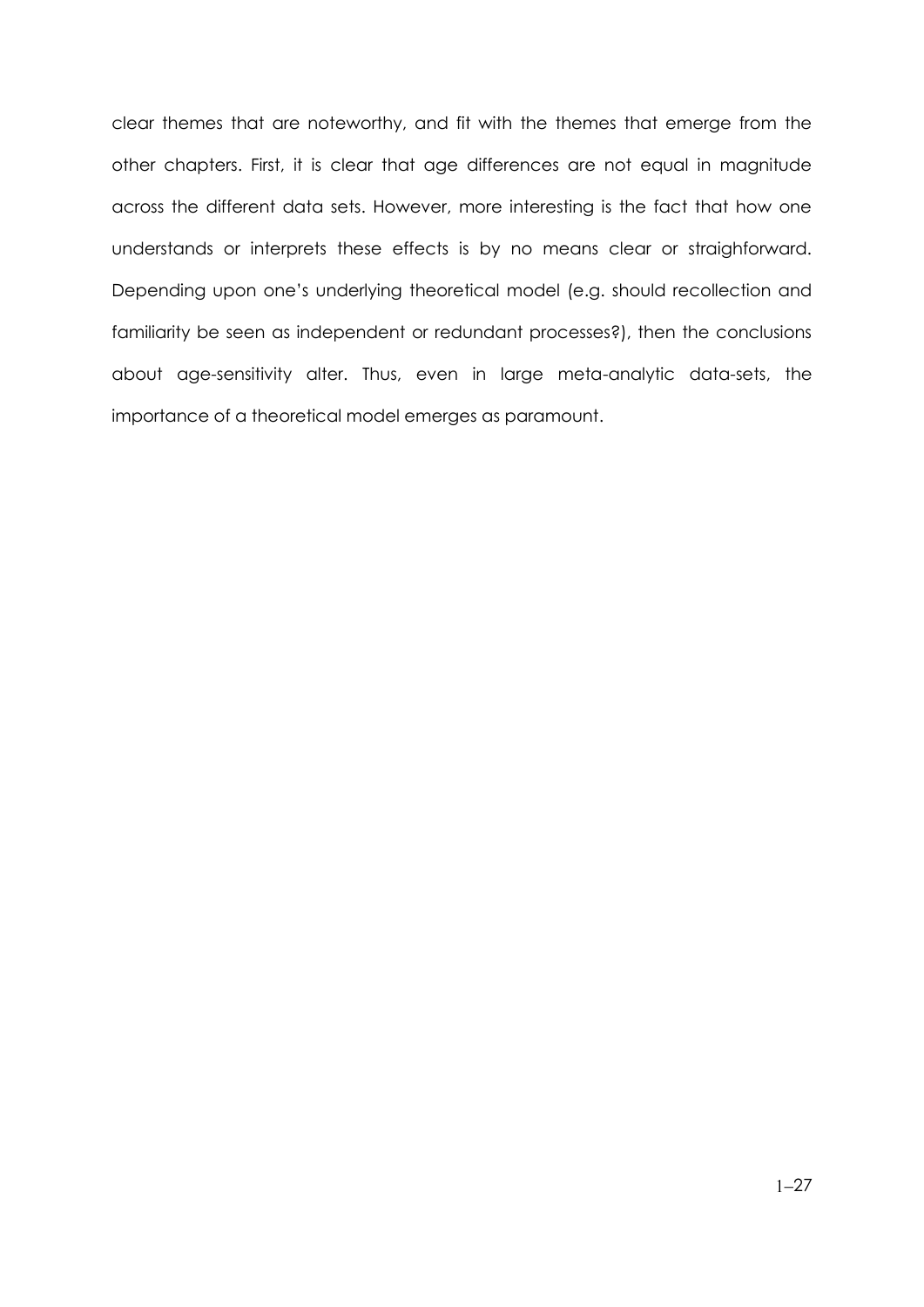clear themes that are noteworthy, and fit with the themes that emerge from the other chapters. First, it is clear that age differences are not equal in magnitude across the different data sets. However, more interesting is the fact that how one understands or interprets these effects is by no means clear or straighforward. Depending upon one's underlying theoretical model (e.g. should recollection and familiarity be seen as independent or redundant processes?), then the conclusions about age-sensitivity alter. Thus, even in large meta-analytic data-sets, the importance of a theoretical model emerges as paramount.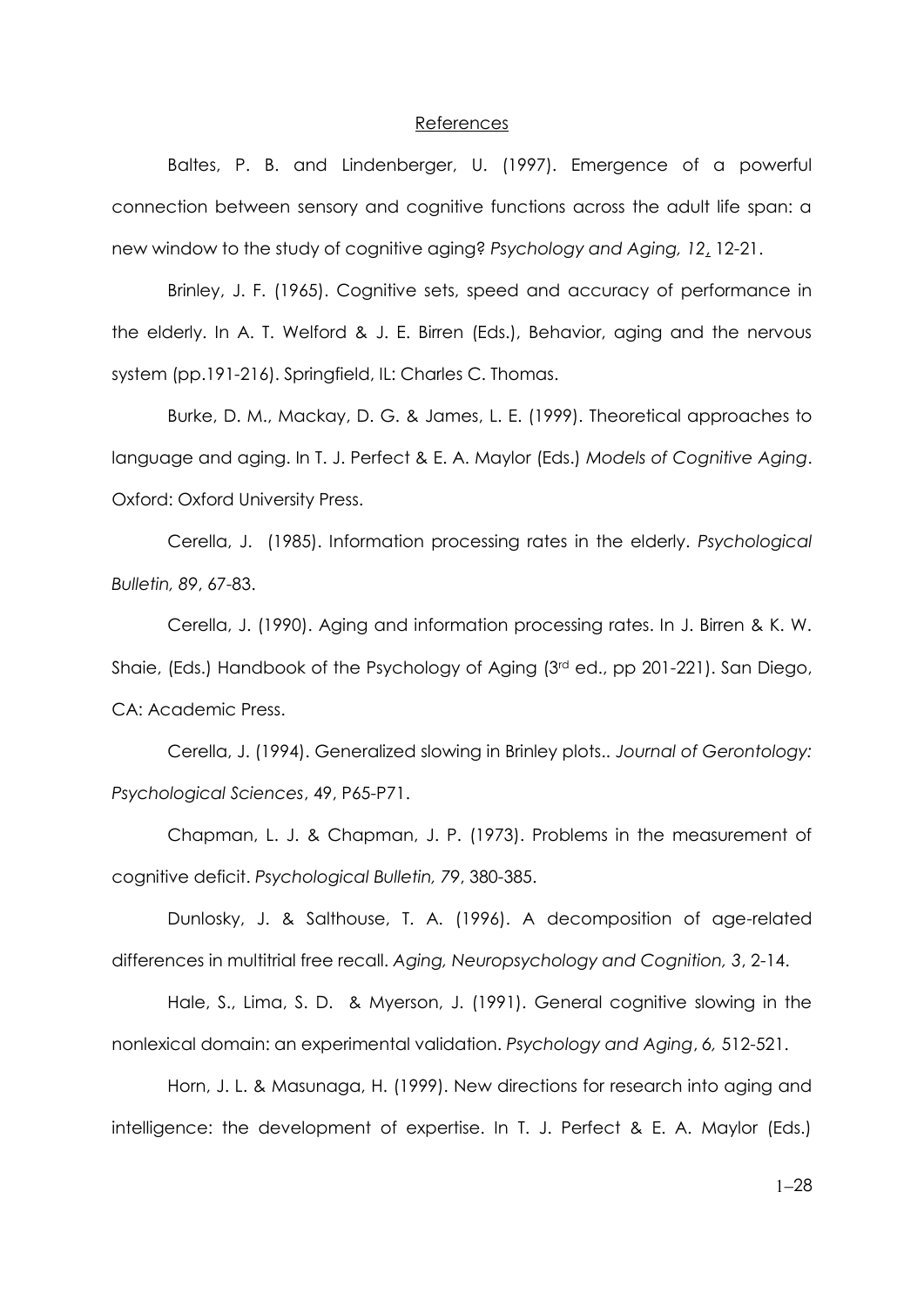# References

Baltes, P. B. and Lindenberger, U. (1997). Emergence of a powerful connection between sensory and cognitive functions across the adult life span: a new window to the study of cognitive aging? *Psychology and Aging, 12*, 12-21.

Brinley, J. F. (1965). Cognitive sets, speed and accuracy of performance in the elderly. In A. T. Welford & J. E. Birren (Eds.), Behavior, aging and the nervous system (pp.191-216). Springfield, IL: Charles C. Thomas.

Burke, D. M., Mackay, D. G. & James, L. E. (1999). Theoretical approaches to language and aging. In T. J. Perfect & E. A. Maylor (Eds.) *Models of Cognitive Aging*. Oxford: Oxford University Press.

Cerella, J. (1985). Information processing rates in the elderly. *Psychological Bulletin, 89*, 67-83.

Cerella, J. (1990). Aging and information processing rates. In J. Birren & K. W. Shaie, (Eds.) Handbook of the Psychology of Aging (3rd ed., pp 201-221). San Diego, CA: Academic Press.

Cerella, J. (1994). Generalized slowing in Brinley plots.. *Journal of Gerontology: Psychological Sciences*, 49, P65-P71.

Chapman, L. J. & Chapman, J. P. (1973). Problems in the measurement of cognitive deficit. *Psychological Bulletin, 79*, 380-385.

Dunlosky, J. & Salthouse, T. A. (1996). A decomposition of age-related differences in multitrial free recall. *Aging, Neuropsychology and Cognition, 3*, 2-14.

Hale, S., Lima, S. D. & Myerson, J. (1991). General cognitive slowing in the nonlexical domain: an experimental validation. *Psychology and Aging*, *6,* 512-521.

Horn, J. L. & Masunaga, H. (1999). New directions for research into aging and intelligence: the development of expertise. In T. J. Perfect & E. A. Maylor (Eds.)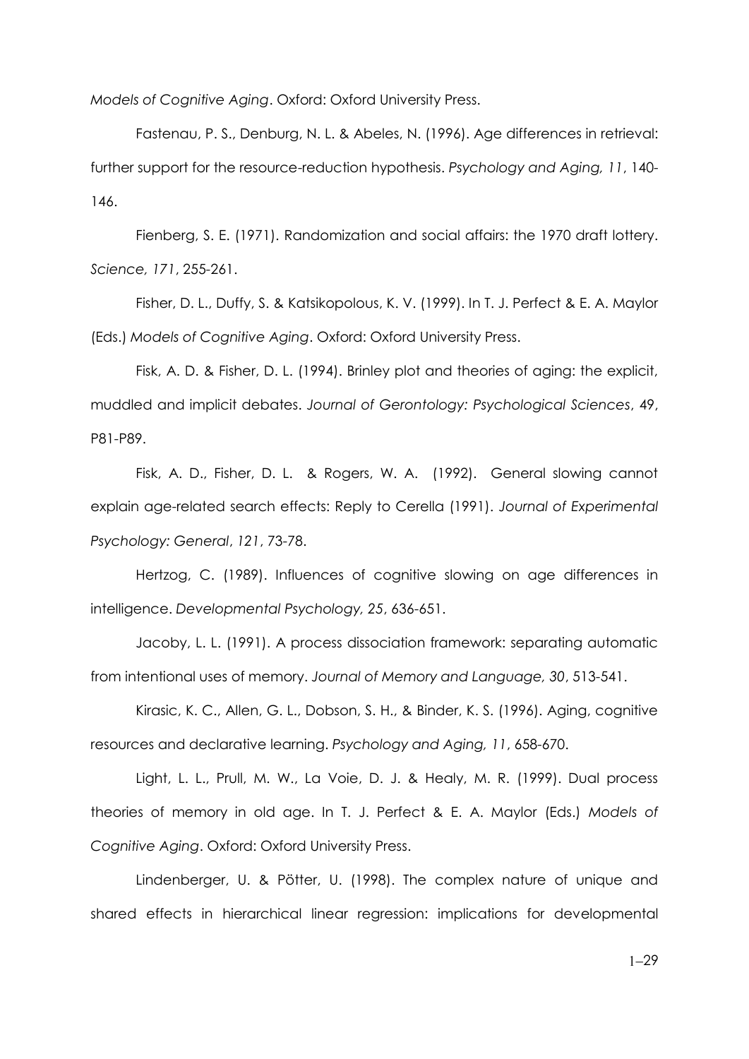*Models of Cognitive Aging*. Oxford: Oxford University Press.

Fastenau, P. S., Denburg, N. L. & Abeles, N. (1996). Age differences in retrieval: further support for the resource-reduction hypothesis. *Psychology and Aging, 11*, 140-146.

Fienberg, S. E. (1971). Randomization and social affairs: the 1970 draft lottery. *Science, 171*, 255-261.

Fisher, D. L., Duffy, S. & Katsikopolous, K. V. (1999). In T. J. Perfect & E. A. Maylor (Eds.) *Models of Cognitive Aging*. Oxford: Oxford University Press.

Fisk, A. D. & Fisher, D. L. (1994). Brinley plot and theories of aging: the explicit, muddled and implicit debates. *Journal of Gerontology: Psychological Sciences*, 49, P81-P89.

Fisk, A. D., Fisher, D. L. & Rogers, W. A. (1992). General slowing cannot explain age-related search effects: Reply to Cerella (1991). *Journal of Experimental Psychology: General*, *121*, 73-78.

Hertzog, C. (1989). Influences of cognitive slowing on age differences in intelligence. *Developmental Psychology, 25*, 636-651.

Jacoby, L. L. (1991). A process dissociation framework: separating automatic from intentional uses of memory. *Journal of Memory and Language, 30*, 513-541.

Kirasic, K. C., Allen, G. L., Dobson, S. H., & Binder, K. S. (1996). Aging, cognitive resources and declarative learning. *Psychology and Aging, 11*, 658-670.

Light, L. L., Prull, M. W., La Voie, D. J. & Healy, M. R. (1999). Dual process theories of memory in old age. In T. J. Perfect & E. A. Maylor (Eds.) *Models of Cognitive Aging*. Oxford: Oxford University Press.

Lindenberger, U. & Pötter, U. (1998). The complex nature of unique and shared effects in hierarchical linear regression: implications for developmental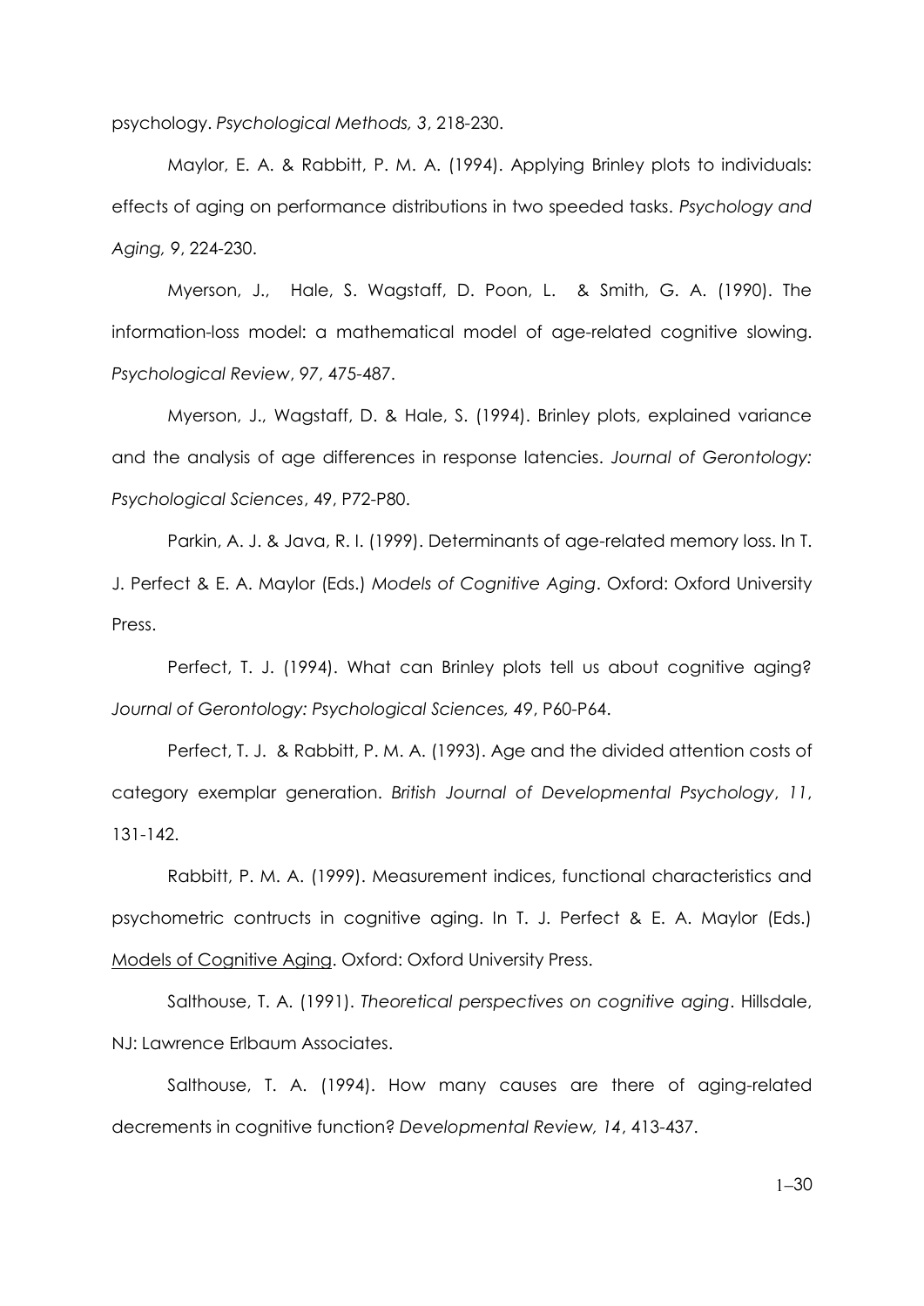psychology. *Psychological Methods, 3*, 218-230.

Maylor, E. A. & Rabbitt, P. M. A. (1994). Applying Brinley plots to individuals: effects of aging on performance distributions in two speeded tasks. *Psychology and Aging, 9*, 224-230.

Myerson, J., Hale, S. Wagstaff, D. Poon, L. & Smith, G. A. (1990). The information-loss model: a mathematical model of age-related cognitive slowing. *Psychological Review*, *97*, 475-487.

Myerson, J., Wagstaff, D. & Hale, S. (1994). Brinley plots, explained variance and the analysis of age differences in response latencies. *Journal of Gerontology: Psychological Sciences*, 49, P72-P80.

Parkin, A. J. & Java, R. I. (1999). Determinants of age-related memory loss. In T. J. Perfect & E. A. Maylor (Eds.) *Models of Cognitive Aging*. Oxford: Oxford University Press.

Perfect, T. J. (1994). What can Brinley plots tell us about cognitive aging? *Journal of Gerontology: Psychological Sciences, 49*, P60-P64.

Perfect, T. J. & Rabbitt, P. M. A. (1993). Age and the divided attention costs of category exemplar generation. *British Journal of Developmental Psychology*, *11*, 131-142.

Rabbitt, P. M. A. (1999). Measurement indices, functional characteristics and psychometric contructs in cognitive aging. In T. J. Perfect & E. A. Maylor (Eds.) Models of Cognitive Aging. Oxford: Oxford University Press.

Salthouse, T. A. (1991). *Theoretical perspectives on cognitive aging*. Hillsdale, NJ: Lawrence Erlbaum Associates.

Salthouse, T. A. (1994). How many causes are there of aging-related decrements in cognitive function? *Developmental Review, 14*, 413-437.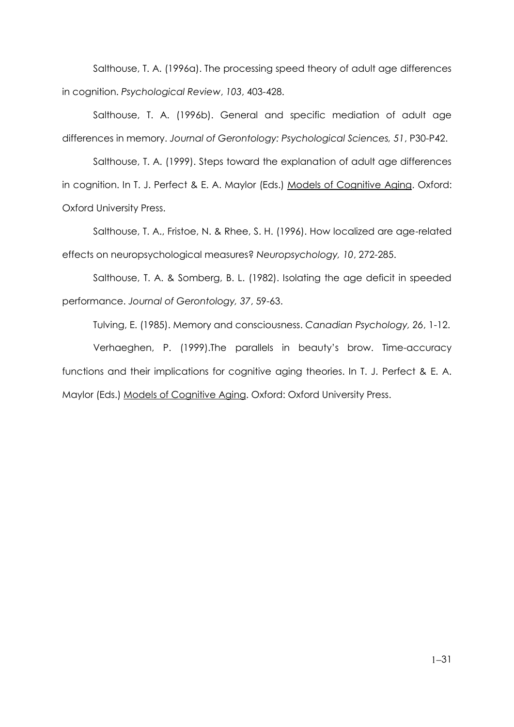Salthouse, T. A. (1996a). The processing speed theory of adult age differences in cognition. *Psychological Review*, *103*, 403-428.

Salthouse, T. A. (1996b). General and specific mediation of adult age differences in memory. *Journal of Gerontology: Psychological Sciences, 51*, P30-P42.

Salthouse, T. A. (1999). Steps toward the explanation of adult age differences in cognition. In T. J. Perfect & E. A. Maylor (Eds.) <u>Models of Cognitive Aging</u>. Oxford: Oxford University Press.

Salthouse, T. A., Fristoe, N. & Rhee, S. H. (1996). How localized are age-related effects on neuropsychological measures? *Neuropsychology, 10*, 272-285.

Salthouse, T. A. & Somberg, B. L. (1982). Isolating the age deficit in speeded performance. *Journal of Gerontology, 37*, 59-63.

Tulving, E. (1985). Memory and consciousness. *Canadian Psychology, 26*, 1-12.

Verhaeghen, P. (1999).The parallels in beauty's brow. Time-accuracy functions and their implications for cognitive aging theories. In T. J. Perfect & E. A. Maylor (Eds.) <u>Models of Cognitive Aging</u>. Oxford: Oxford University Press.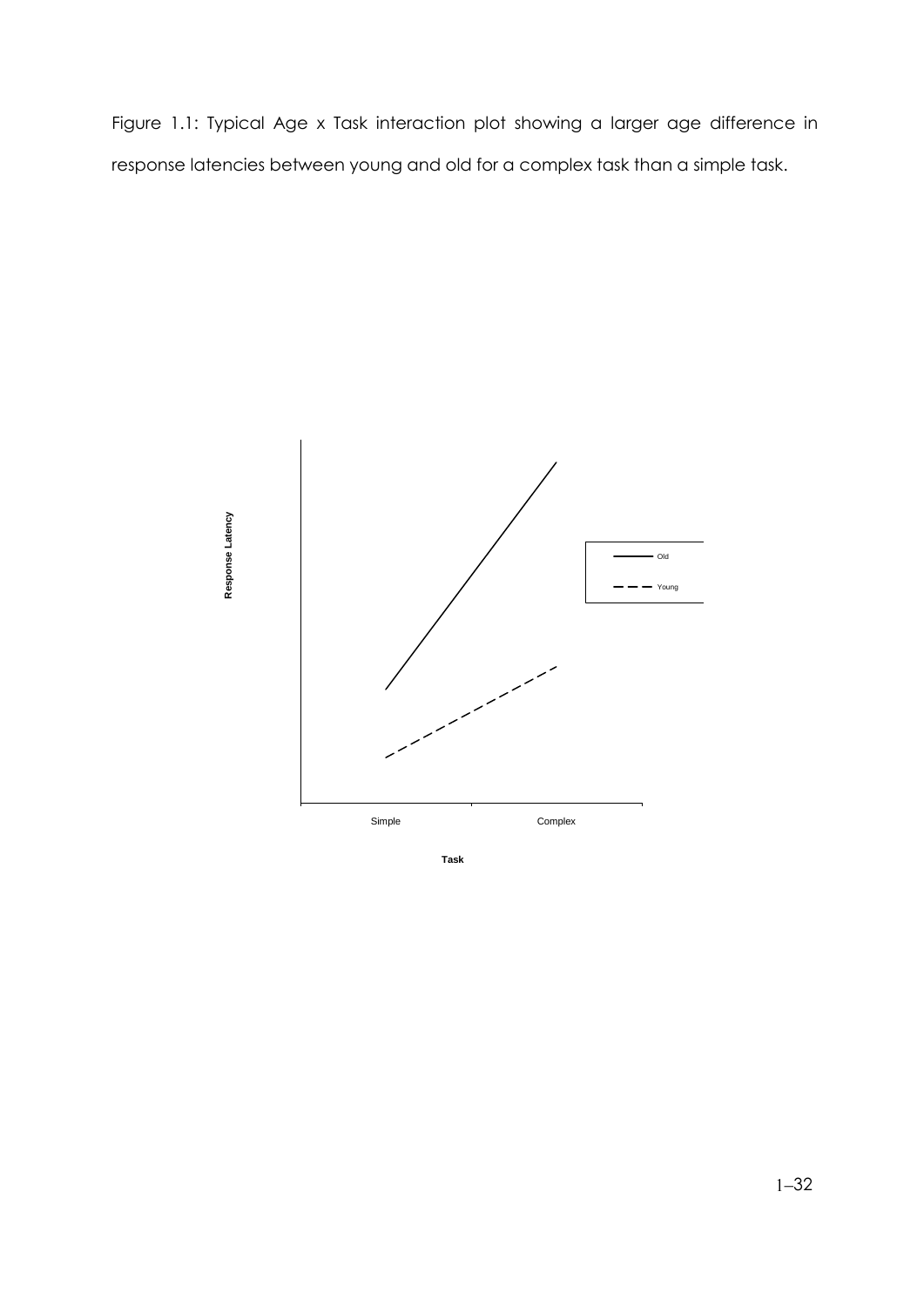Figure 1.1: Typical Age x Task interaction plot showing a larger age difference in response latencies between young and old for a complex task than a simple task.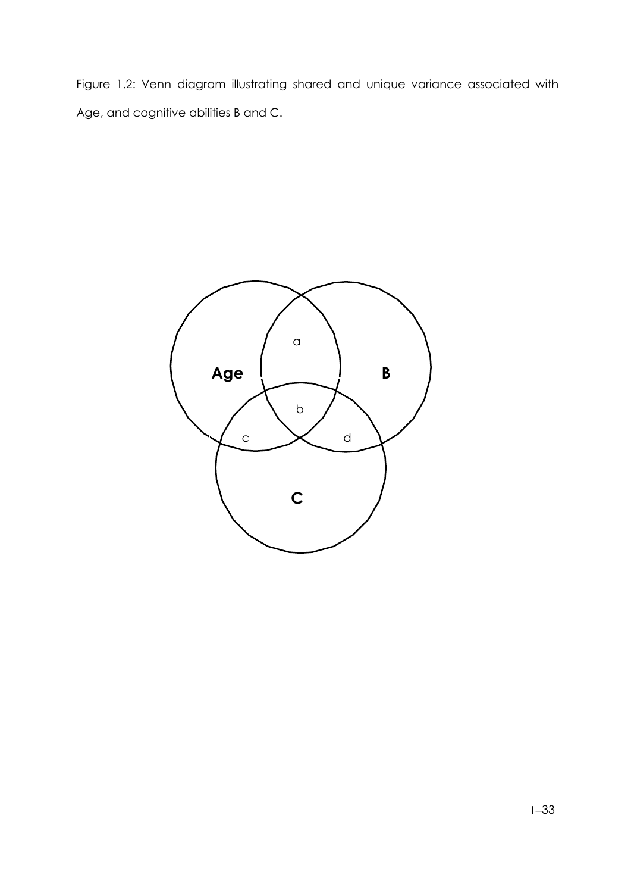Figure 1.2: Venn diagram illustrating shared and unique variance associated with Age, and cognitive abilities B and C.

a

Age

B

b

c

d

C